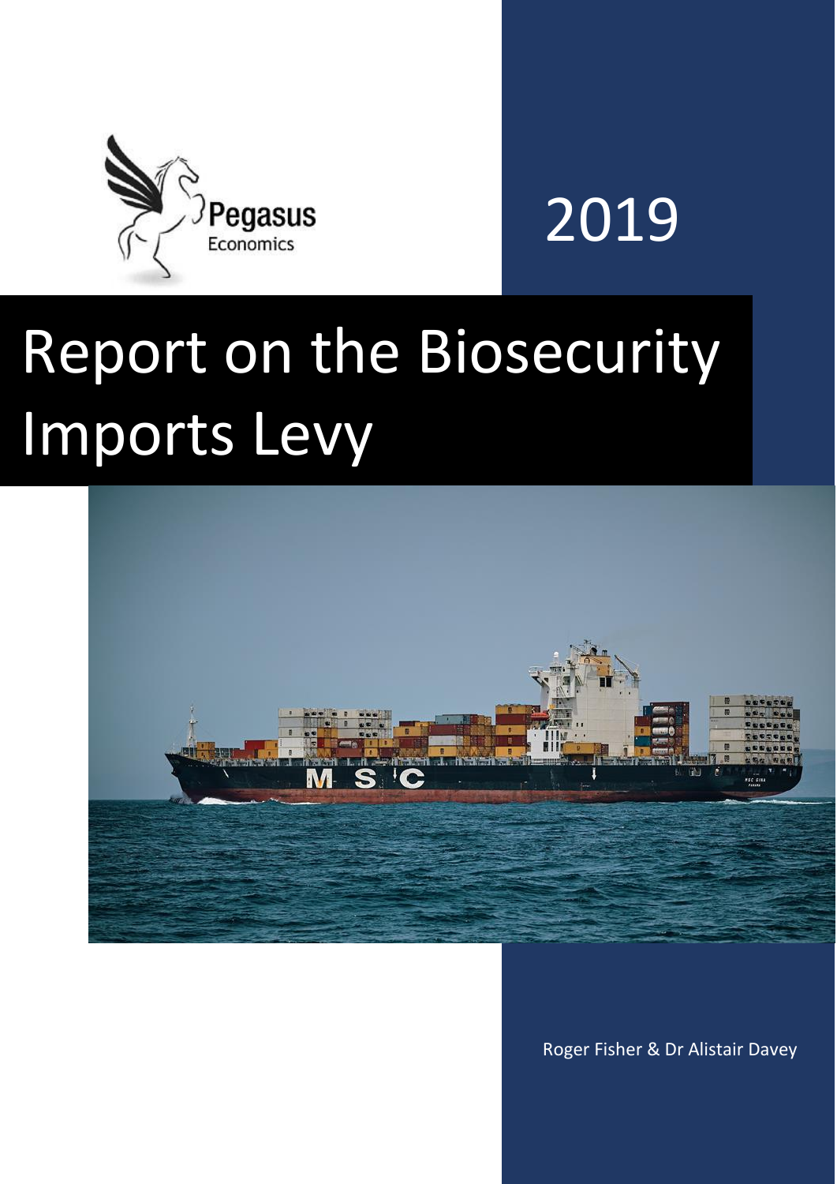Pegasus Economics

2019

# Report on the Biosecurity Imports Levy

Roger Fisher & Dr Alistair Davey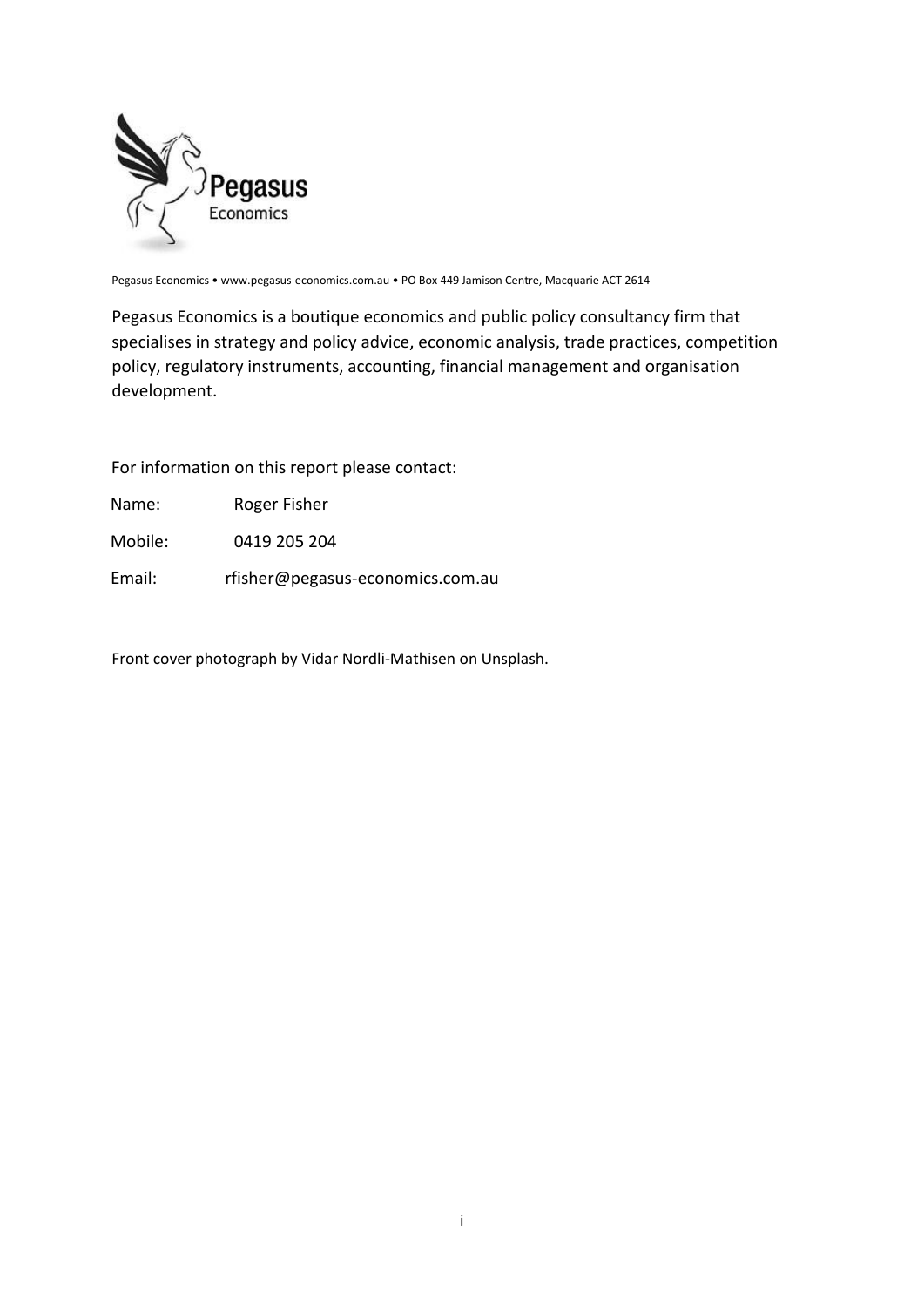Pegasus Economics • www.pegasus-economics.com.au • PO Box 449 Jamison Centre, Macquarie ACT 2614

Pegasus Economics is a boutique economics and public policy consultancy firm that specialises in strategy and policy advice, economic analysis, trade practices, competition policy, regulatory instruments, accounting, financial management and organisation development.

For information on this report please contact:

Name: Roger Fisher

Mobile: 0419 205 204

Email: rfisher@pegasus-economics.com.au

Front cover photograph by Vidar Nordli-Mathisen on Unsplash.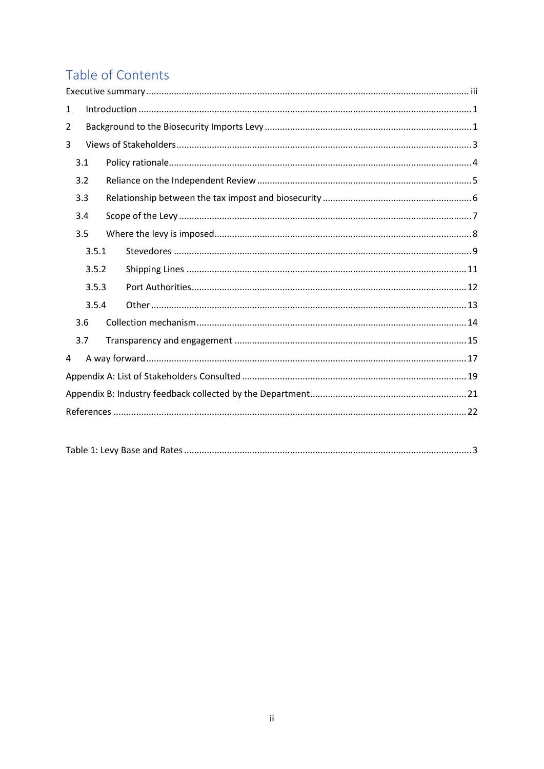# Table of Contents

Executive summary ..... iii

1 Introduction ..... 1

2 Background to the Biosecurity Imports Levy ..... 1

3 Views of Stakeholders ..... 3

- 3.1 Policy rationale ..... 4
- 3.2 Reliance on the Independent Review ..... 5
- 3.3 Relationship between the tax impost and biosecurity ..... 6
- 3.4 Scope of the Levy ..... 7
- 3.5 Where the levy is imposed ..... 8
  - 3.5.1 Stevedores ..... 9
  - 3.5.2 Shipping Lines ..... 11
  - 3.5.3 Port Authorities ..... 12
  - 3.5.4 Other ..... 13
- 3.6 Collection mechanism ..... 14
- 3.7 Transparency and engagement ..... 15

4 A way forward ..... 17

Appendix A: List of Stakeholders Consulted ..... 19

Appendix B: Industry feedback collected by the Department ..... 21

References ..... 22

Table 1: Levy Base and Rates ..... 3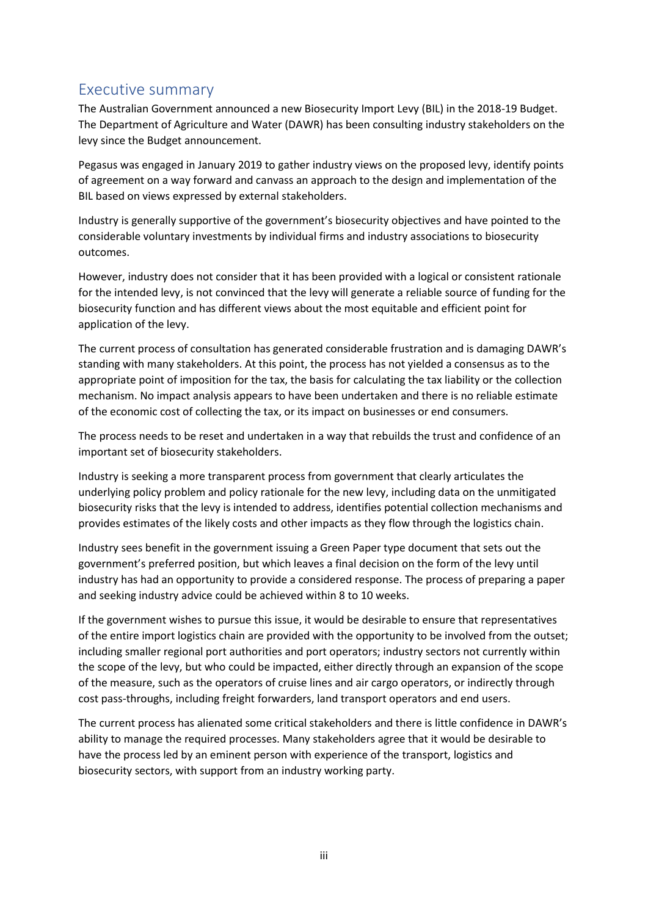## Executive summary

The Australian Government announced a new Biosecurity Import Levy (BIL) in the 2018-19 Budget. The Department of Agriculture and Water (DAWR) has been consulting industry stakeholders on the levy since the Budget announcement.

Pegasus was engaged in January 2019 to gather industry views on the proposed levy, identify points of agreement on a way forward and canvass an approach to the design and implementation of the BIL based on views expressed by external stakeholders.

Industry is generally supportive of the government's biosecurity objectives and have pointed to the considerable voluntary investments by individual firms and industry associations to biosecurity outcomes.

However, industry does not consider that it has been provided with a logical or consistent rationale for the intended levy, is not convinced that the levy will generate a reliable source of funding for the biosecurity function and has different views about the most equitable and efficient point for application of the levy.

The current process of consultation has generated considerable frustration and is damaging DAWR's standing with many stakeholders. At this point, the process has not yielded a consensus as to the appropriate point of imposition for the tax, the basis for calculating the tax liability or the collection mechanism. No impact analysis appears to have been undertaken and there is no reliable estimate of the economic cost of collecting the tax, or its impact on businesses or end consumers.

The process needs to be reset and undertaken in a way that rebuilds the trust and confidence of an important set of biosecurity stakeholders.

Industry is seeking a more transparent process from government that clearly articulates the underlying policy problem and policy rationale for the new levy, including data on the unmitigated biosecurity risks that the levy is intended to address, identifies potential collection mechanisms and provides estimates of the likely costs and other impacts as they flow through the logistics chain.

Industry sees benefit in the government issuing a Green Paper type document that sets out the government's preferred position, but which leaves a final decision on the form of the levy until industry has had an opportunity to provide a considered response. The process of preparing a paper and seeking industry advice could be achieved within 8 to 10 weeks.

If the government wishes to pursue this issue, it would be desirable to ensure that representatives of the entire import logistics chain are provided with the opportunity to be involved from the outset; including smaller regional port authorities and port operators; industry sectors not currently within the scope of the levy, but who could be impacted, either directly through an expansion of the scope of the measure, such as the operators of cruise lines and air cargo operators, or indirectly through cost pass-throughs, including freight forwarders, land transport operators and end users.

The current process has alienated some critical stakeholders and there is little confidence in DAWR's ability to manage the required processes. Many stakeholders agree that it would be desirable to have the process led by an eminent person with experience of the transport, logistics and biosecurity sectors, with support from an industry working party.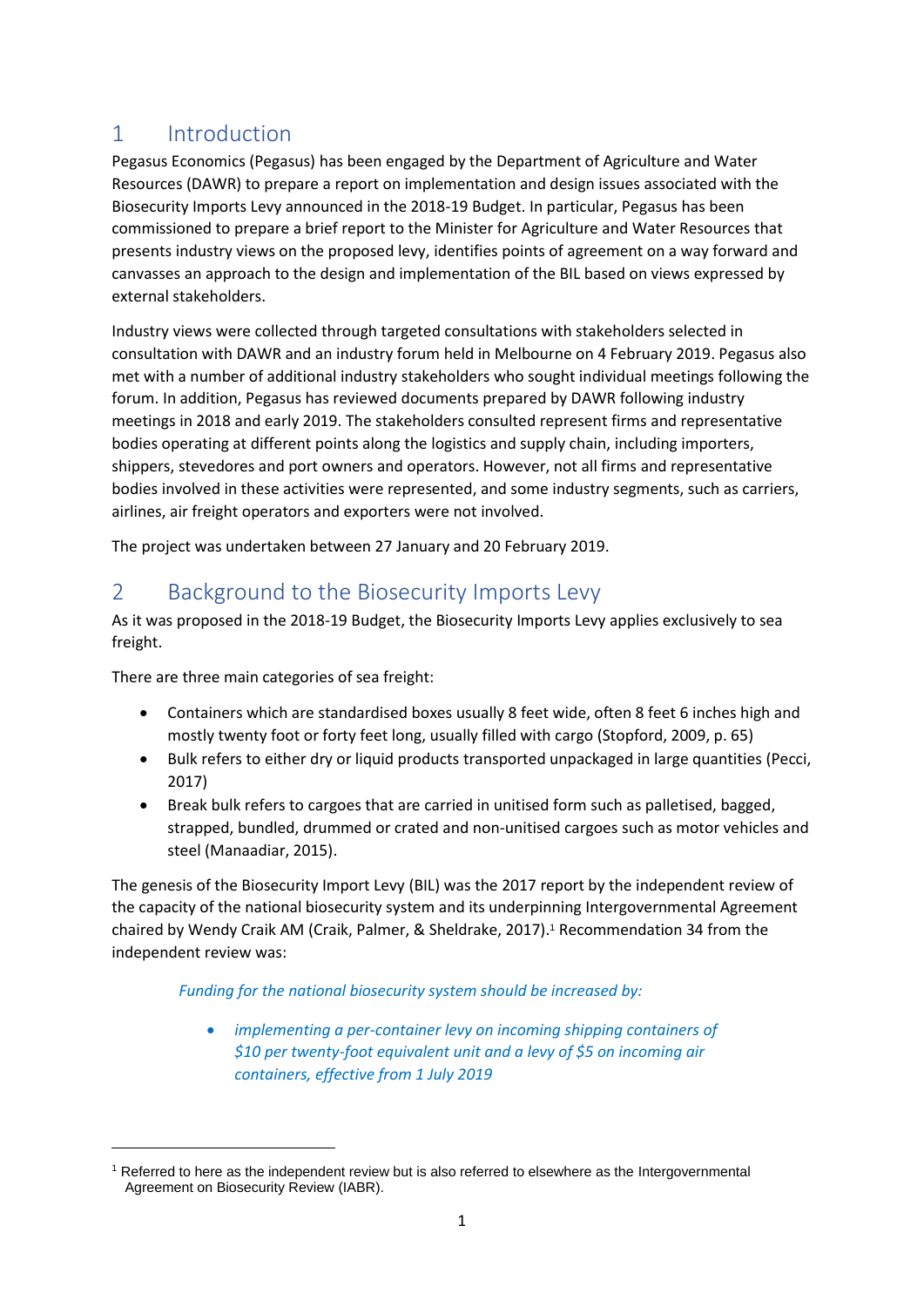# 1 Introduction

Pegasus Economics (Pegasus) has been engaged by the Department of Agriculture and Water Resources (DAWR) to prepare a report on implementation and design issues associated with the Biosecurity Imports Levy announced in the 2018-19 Budget. In particular, Pegasus has been commissioned to prepare a brief report to the Minister for Agriculture and Water Resources that presents industry views on the proposed levy, identifies points of agreement on a way forward and canvasses an approach to the design and implementation of the BIL based on views expressed by external stakeholders.

Industry views were collected through targeted consultations with stakeholders selected in consultation with DAWR and an industry forum held in Melbourne on 4 February 2019. Pegasus also met with a number of additional industry stakeholders who sought individual meetings following the forum. In addition, Pegasus has reviewed documents prepared by DAWR following industry meetings in 2018 and early 2019. The stakeholders consulted represent firms and representative bodies operating at different points along the logistics and supply chain, including importers, shippers, stevedores and port owners and operators. However, not all firms and representative bodies involved in these activities were represented, and some industry segments, such as carriers, airlines, air freight operators and exporters were not involved.

The project was undertaken between 27 January and 20 February 2019.

# 2 Background to the Biosecurity Imports Levy

As it was proposed in the 2018-19 Budget, the Biosecurity Imports Levy applies exclusively to sea freight.

There are three main categories of sea freight:

- Containers which are standardised boxes usually 8 feet wide, often 8 feet 6 inches high and mostly twenty foot or forty feet long, usually filled with cargo (Stopford, 2009, p. 65)
- Bulk refers to either dry or liquid products transported unpackaged in large quantities (Pecci, 2017)
- Break bulk refers to cargoes that are carried in unitised form such as palletised, bagged, strapped, bundled, drummed or crated and non-unitised cargoes such as motor vehicles and steel (Manaadiar, 2015).

The genesis of the Biosecurity Import Levy (BIL) was the 2017 report by the independent review of the capacity of the national biosecurity system and its underpinning Intergovernmental Agreement chaired by Wendy Craik AM (Craik, Palmer, & Sheldrake, 2017).[1] Recommendation 34 from the independent review was:

> *Funding for the national biosecurity system should be increased by:*
>
> - *implementing a per-container levy on incoming shipping containers of $10 per twenty-foot equivalent unit and a levy of $5 on incoming air containers, effective from 1 July 2019*

[1] Referred to here as the independent review but is also referred to elsewhere as the Intergovernmental Agreement on Biosecurity Review (IABR).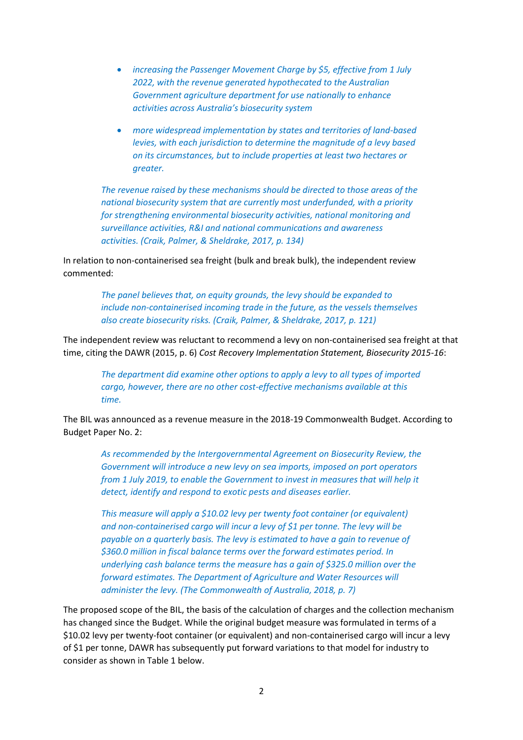- *increasing the Passenger Movement Charge by $5, effective from 1 July 2022, with the revenue generated hypothecated to the Australian Government agriculture department for use nationally to enhance activities across Australia's biosecurity system*
- *more widespread implementation by states and territories of land-based levies, with each jurisdiction to determine the magnitude of a levy based on its circumstances, but to include properties at least two hectares or greater.*

> *The revenue raised by these mechanisms should be directed to those areas of the national biosecurity system that are currently most underfunded, with a priority for strengthening environmental biosecurity activities, national monitoring and surveillance activities, R&I and national communications and awareness activities. (Craik, Palmer, & Sheldrake, 2017, p. 134)*

In relation to non-containerised sea freight (bulk and break bulk), the independent review commented:

> *The panel believes that, on equity grounds, the levy should be expanded to include non-containerised incoming trade in the future, as the vessels themselves also create biosecurity risks. (Craik, Palmer, & Sheldrake, 2017, p. 121)*

The independent review was reluctant to recommend a levy on non-containerised sea freight at that time, citing the DAWR (2015, p. 6) *Cost Recovery Implementation Statement, Biosecurity 2015-16*:

> *The department did examine other options to apply a levy to all types of imported cargo, however, there are no other cost-effective mechanisms available at this time.*

The BIL was announced as a revenue measure in the 2018-19 Commonwealth Budget. According to Budget Paper No. 2:

> *As recommended by the Intergovernmental Agreement on Biosecurity Review, the Government will introduce a new levy on sea imports, imposed on port operators from 1 July 2019, to enable the Government to invest in measures that will help it detect, identify and respond to exotic pests and diseases earlier.*
>
> *This measure will apply a $10.02 levy per twenty foot container (or equivalent) and non-containerised cargo will incur a levy of $1 per tonne. The levy will be payable on a quarterly basis. The levy is estimated to have a gain to revenue of $360.0 million in fiscal balance terms over the forward estimates period. In underlying cash balance terms the measure has a gain of $325.0 million over the forward estimates. The Department of Agriculture and Water Resources will administer the levy. (The Commonwealth of Australia, 2018, p. 7)*

The proposed scope of the BIL, the basis of the calculation of charges and the collection mechanism has changed since the Budget. While the original budget measure was formulated in terms of a $10.02 levy per twenty-foot container (or equivalent) and non-containerised cargo will incur a levy of $1 per tonne, DAWR has subsequently put forward variations to that model for industry to consider as shown in Table 1 below.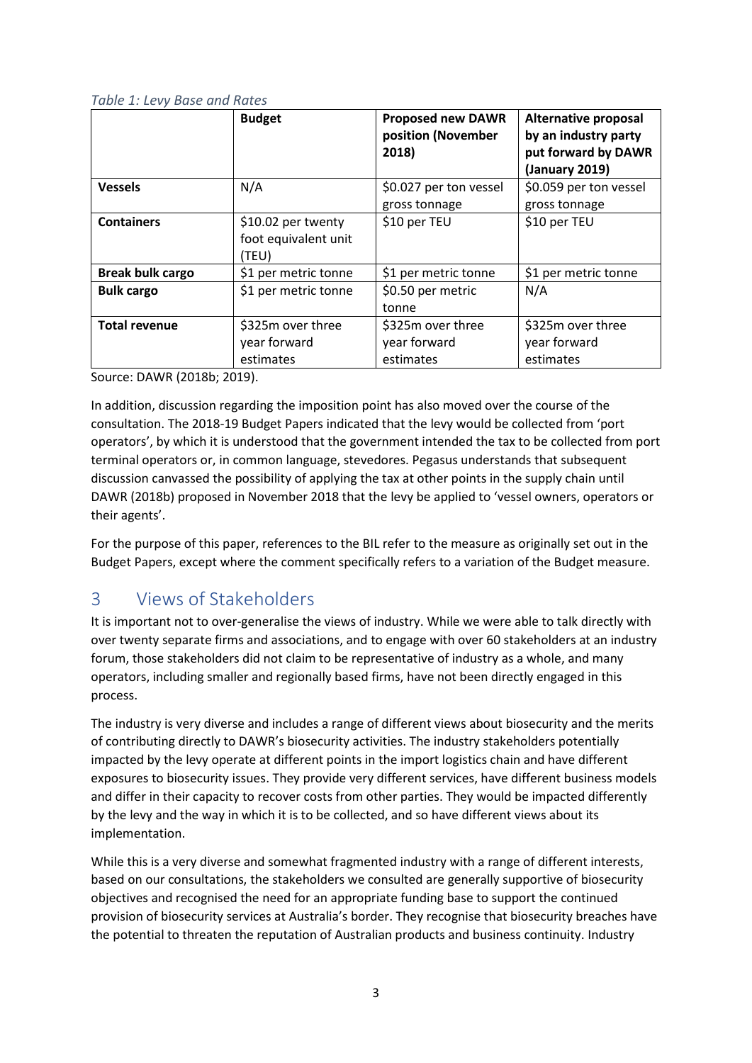*Table 1: Levy Base and Rates*

| | Budget | Proposed new DAWR position (November 2018) | Alternative proposal by an industry party put forward by DAWR (January 2019) |
|---|---|---|---|
| **Vessels** | N/A | $0.027 per ton vessel gross tonnage | $0.059 per ton vessel gross tonnage |
| **Containers** | $10.02 per twenty foot equivalent unit (TEU) | $10 per TEU | $10 per TEU |
| **Break bulk cargo** | $1 per metric tonne | $1 per metric tonne | $1 per metric tonne |
| **Bulk cargo** | $1 per metric tonne | $0.50 per metric tonne | N/A |
| **Total revenue** | $325m over three year forward estimates | $325m over three year forward estimates | $325m over three year forward estimates |

Source: DAWR (2018b; 2019).

In addition, discussion regarding the imposition point has also moved over the course of the consultation. The 2018-19 Budget Papers indicated that the levy would be collected from 'port operators', by which it is understood that the government intended the tax to be collected from port terminal operators or, in common language, stevedores. Pegasus understands that subsequent discussion canvassed the possibility of applying the tax at other points in the supply chain until DAWR (2018b) proposed in November 2018 that the levy be applied to 'vessel owners, operators or their agents'.

For the purpose of this paper, references to the BIL refer to the measure as originally set out in the Budget Papers, except where the comment specifically refers to a variation of the Budget measure.

## 3 Views of Stakeholders

It is important not to over-generalise the views of industry. While we were able to talk directly with over twenty separate firms and associations, and to engage with over 60 stakeholders at an industry forum, those stakeholders did not claim to be representative of industry as a whole, and many operators, including smaller and regionally based firms, have not been directly engaged in this process.

The industry is very diverse and includes a range of different views about biosecurity and the merits of contributing directly to DAWR's biosecurity activities. The industry stakeholders potentially impacted by the levy operate at different points in the import logistics chain and have different exposures to biosecurity issues. They provide very different services, have different business models and differ in their capacity to recover costs from other parties. They would be impacted differently by the levy and the way in which it is to be collected, and so have different views about its implementation.

While this is a very diverse and somewhat fragmented industry with a range of different interests, based on our consultations, the stakeholders we consulted are generally supportive of biosecurity objectives and recognised the need for an appropriate funding base to support the continued provision of biosecurity services at Australia's border. They recognise that biosecurity breaches have the potential to threaten the reputation of Australian products and business continuity. Industry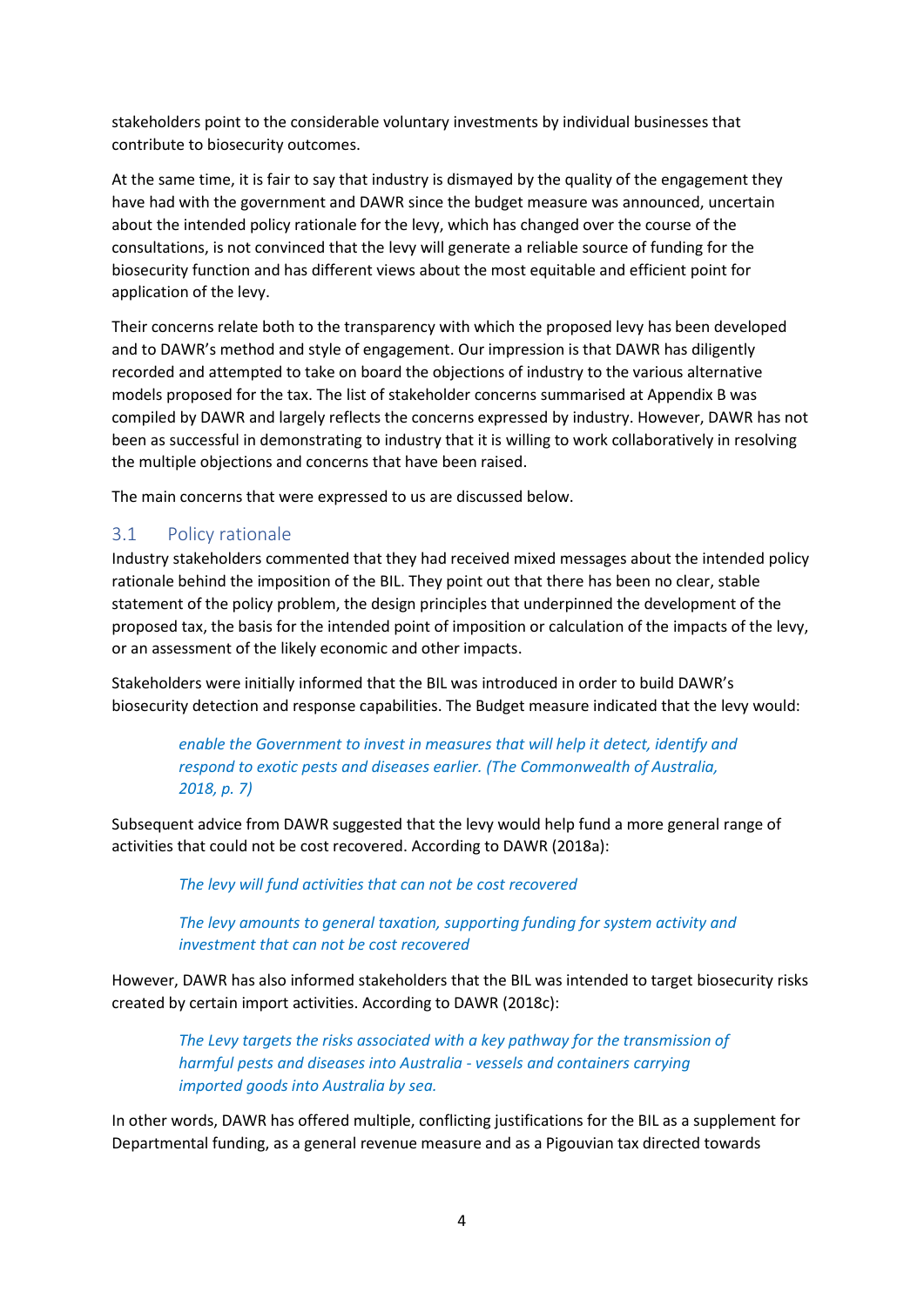stakeholders point to the considerable voluntary investments by individual businesses that contribute to biosecurity outcomes.

At the same time, it is fair to say that industry is dismayed by the quality of the engagement they have had with the government and DAWR since the budget measure was announced, uncertain about the intended policy rationale for the levy, which has changed over the course of the consultations, is not convinced that the levy will generate a reliable source of funding for the biosecurity function and has different views about the most equitable and efficient point for application of the levy.

Their concerns relate both to the transparency with which the proposed levy has been developed and to DAWR's method and style of engagement. Our impression is that DAWR has diligently recorded and attempted to take on board the objections of industry to the various alternative models proposed for the tax. The list of stakeholder concerns summarised at Appendix B was compiled by DAWR and largely reflects the concerns expressed by industry. However, DAWR has not been as successful in demonstrating to industry that it is willing to work collaboratively in resolving the multiple objections and concerns that have been raised.

The main concerns that were expressed to us are discussed below.

## 3.1 Policy rationale

Industry stakeholders commented that they had received mixed messages about the intended policy rationale behind the imposition of the BIL. They point out that there has been no clear, stable statement of the policy problem, the design principles that underpinned the development of the proposed tax, the basis for the intended point of imposition or calculation of the impacts of the levy, or an assessment of the likely economic and other impacts.

Stakeholders were initially informed that the BIL was introduced in order to build DAWR's biosecurity detection and response capabilities. The Budget measure indicated that the levy would:

> *enable the Government to invest in measures that will help it detect, identify and respond to exotic pests and diseases earlier. (The Commonwealth of Australia, 2018, p. 7)*

Subsequent advice from DAWR suggested that the levy would help fund a more general range of activities that could not be cost recovered. According to DAWR (2018a):

> *The levy will fund activities that can not be cost recovered*
>
> *The levy amounts to general taxation, supporting funding for system activity and investment that can not be cost recovered*

However, DAWR has also informed stakeholders that the BIL was intended to target biosecurity risks created by certain import activities. According to DAWR (2018c):

> *The Levy targets the risks associated with a key pathway for the transmission of harmful pests and diseases into Australia - vessels and containers carrying imported goods into Australia by sea.*

In other words, DAWR has offered multiple, conflicting justifications for the BIL as a supplement for Departmental funding, as a general revenue measure and as a Pigouvian tax directed towards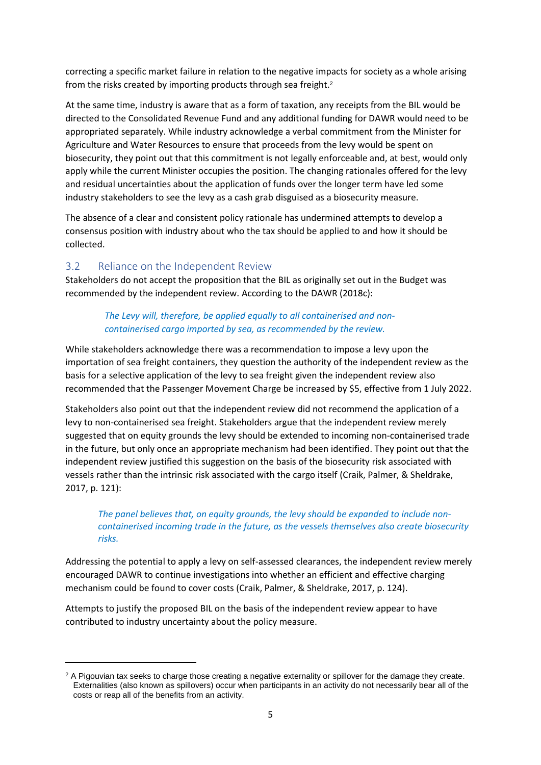correcting a specific market failure in relation to the negative impacts for society as a whole arising from the risks created by importing products through sea freight.[2]

At the same time, industry is aware that as a form of taxation, any receipts from the BIL would be directed to the Consolidated Revenue Fund and any additional funding for DAWR would need to be appropriated separately. While industry acknowledge a verbal commitment from the Minister for Agriculture and Water Resources to ensure that proceeds from the levy would be spent on biosecurity, they point out that this commitment is not legally enforceable and, at best, would only apply while the current Minister occupies the position. The changing rationales offered for the levy and residual uncertainties about the application of funds over the longer term have led some industry stakeholders to see the levy as a cash grab disguised as a biosecurity measure.

The absence of a clear and consistent policy rationale has undermined attempts to develop a consensus position with industry about who the tax should be applied to and how it should be collected.

## 3.2 Reliance on the Independent Review

Stakeholders do not accept the proposition that the BIL as originally set out in the Budget was recommended by the independent review. According to the DAWR (2018c):

> *The Levy will, therefore, be applied equally to all containerised and non-containerised cargo imported by sea, as recommended by the review.*

While stakeholders acknowledge there was a recommendation to impose a levy upon the importation of sea freight containers, they question the authority of the independent review as the basis for a selective application of the levy to sea freight given the independent review also recommended that the Passenger Movement Charge be increased by $5, effective from 1 July 2022.

Stakeholders also point out that the independent review did not recommend the application of a levy to non-containerised sea freight. Stakeholders argue that the independent review merely suggested that on equity grounds the levy should be extended to incoming non-containerised trade in the future, but only once an appropriate mechanism had been identified. They point out that the independent review justified this suggestion on the basis of the biosecurity risk associated with vessels rather than the intrinsic risk associated with the cargo itself (Craik, Palmer, & Sheldrake, 2017, p. 121):

> *The panel believes that, on equity grounds, the levy should be expanded to include non-containerised incoming trade in the future, as the vessels themselves also create biosecurity risks.*

Addressing the potential to apply a levy on self-assessed clearances, the independent review merely encouraged DAWR to continue investigations into whether an efficient and effective charging mechanism could be found to cover costs (Craik, Palmer, & Sheldrake, 2017, p. 124).

Attempts to justify the proposed BIL on the basis of the independent review appear to have contributed to industry uncertainty about the policy measure.

---

[2] A Pigouvian tax seeks to charge those creating a negative externality or spillover for the damage they create. Externalities (also known as spillovers) occur when participants in an activity do not necessarily bear all of the costs or reap all of the benefits from an activity.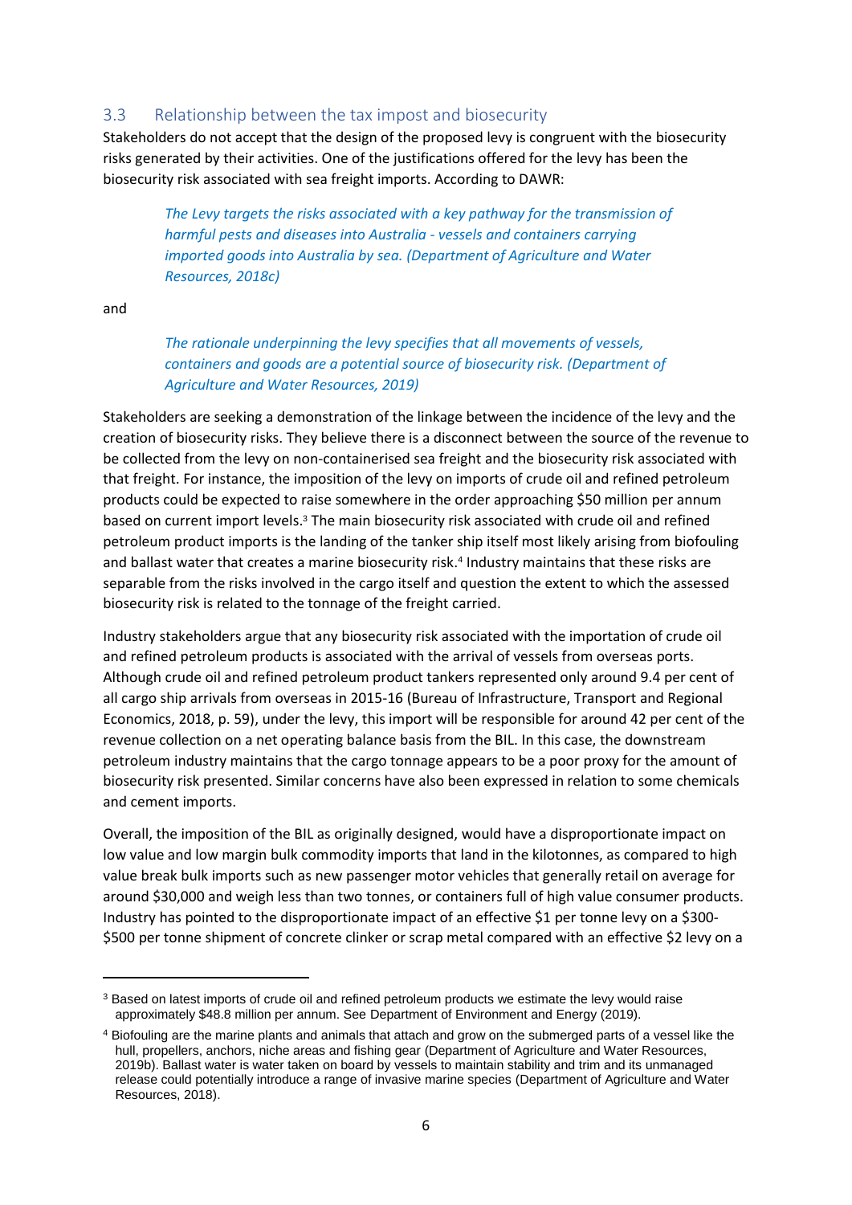## 3.3 Relationship between the tax impost and biosecurity

Stakeholders do not accept that the design of the proposed levy is congruent with the biosecurity risks generated by their activities. One of the justifications offered for the levy has been the biosecurity risk associated with sea freight imports. According to DAWR:

> *The Levy targets the risks associated with a key pathway for the transmission of harmful pests and diseases into Australia - vessels and containers carrying imported goods into Australia by sea. (Department of Agriculture and Water Resources, 2018c)*

and

> *The rationale underpinning the levy specifies that all movements of vessels, containers and goods are a potential source of biosecurity risk. (Department of Agriculture and Water Resources, 2019)*

Stakeholders are seeking a demonstration of the linkage between the incidence of the levy and the creation of biosecurity risks. They believe there is a disconnect between the source of the revenue to be collected from the levy on non-containerised sea freight and the biosecurity risk associated with that freight. For instance, the imposition of the levy on imports of crude oil and refined petroleum products could be expected to raise somewhere in the order approaching $50 million per annum based on current import levels.[3] The main biosecurity risk associated with crude oil and refined petroleum product imports is the landing of the tanker ship itself most likely arising from biofouling and ballast water that creates a marine biosecurity risk.[4] Industry maintains that these risks are separable from the risks involved in the cargo itself and question the extent to which the assessed biosecurity risk is related to the tonnage of the freight carried.

Industry stakeholders argue that any biosecurity risk associated with the importation of crude oil and refined petroleum products is associated with the arrival of vessels from overseas ports. Although crude oil and refined petroleum product tankers represented only around 9.4 per cent of all cargo ship arrivals from overseas in 2015-16 (Bureau of Infrastructure, Transport and Regional Economics, 2018, p. 59), under the levy, this import will be responsible for around 42 per cent of the revenue collection on a net operating balance basis from the BIL. In this case, the downstream petroleum industry maintains that the cargo tonnage appears to be a poor proxy for the amount of biosecurity risk presented. Similar concerns have also been expressed in relation to some chemicals and cement imports.

Overall, the imposition of the BIL as originally designed, would have a disproportionate impact on low value and low margin bulk commodity imports that land in the kilotonnes, as compared to high value break bulk imports such as new passenger motor vehicles that generally retail on average for around $30,000 and weigh less than two tonnes, or containers full of high value consumer products. Industry has pointed to the disproportionate impact of an effective $1 per tonne levy on a $300-$500 per tonne shipment of concrete clinker or scrap metal compared with an effective $2 levy on a

---

[3] Based on latest imports of crude oil and refined petroleum products we estimate the levy would raise approximately $48.8 million per annum. See Department of Environment and Energy (2019).

[4] Biofouling are the marine plants and animals that attach and grow on the submerged parts of a vessel like the hull, propellers, anchors, niche areas and fishing gear (Department of Agriculture and Water Resources, 2019b). Ballast water is water taken on board by vessels to maintain stability and trim and its unmanaged release could potentially introduce a range of invasive marine species (Department of Agriculture and Water Resources, 2018).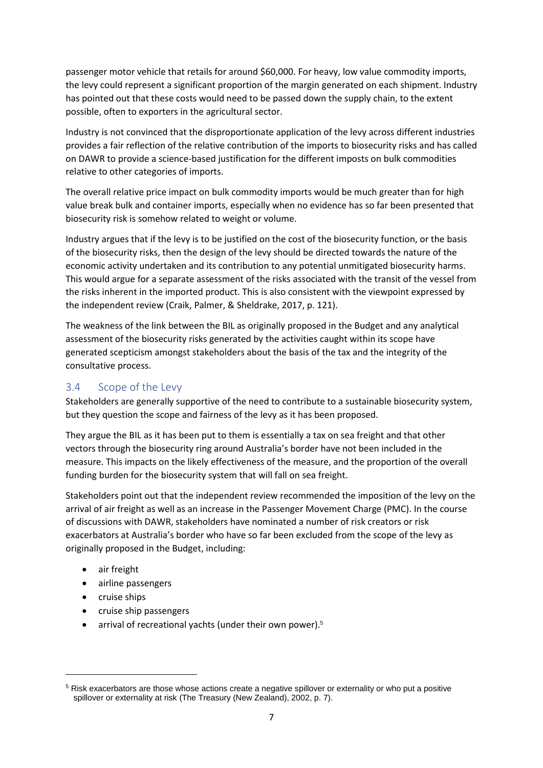passenger motor vehicle that retails for around $60,000. For heavy, low value commodity imports, the levy could represent a significant proportion of the margin generated on each shipment. Industry has pointed out that these costs would need to be passed down the supply chain, to the extent possible, often to exporters in the agricultural sector.

Industry is not convinced that the disproportionate application of the levy across different industries provides a fair reflection of the relative contribution of the imports to biosecurity risks and has called on DAWR to provide a science-based justification for the different imposts on bulk commodities relative to other categories of imports.

The overall relative price impact on bulk commodity imports would be much greater than for high value break bulk and container imports, especially when no evidence has so far been presented that biosecurity risk is somehow related to weight or volume.

Industry argues that if the levy is to be justified on the cost of the biosecurity function, or the basis of the biosecurity risks, then the design of the levy should be directed towards the nature of the economic activity undertaken and its contribution to any potential unmitigated biosecurity harms. This would argue for a separate assessment of the risks associated with the transit of the vessel from the risks inherent in the imported product. This is also consistent with the viewpoint expressed by the independent review (Craik, Palmer, & Sheldrake, 2017, p. 121).

The weakness of the link between the BIL as originally proposed in the Budget and any analytical assessment of the biosecurity risks generated by the activities caught within its scope have generated scepticism amongst stakeholders about the basis of the tax and the integrity of the consultative process.

## 3.4 Scope of the Levy

Stakeholders are generally supportive of the need to contribute to a sustainable biosecurity system, but they question the scope and fairness of the levy as it has been proposed.

They argue the BIL as it has been put to them is essentially a tax on sea freight and that other vectors through the biosecurity ring around Australia's border have not been included in the measure. This impacts on the likely effectiveness of the measure, and the proportion of the overall funding burden for the biosecurity system that will fall on sea freight.

Stakeholders point out that the independent review recommended the imposition of the levy on the arrival of air freight as well as an increase in the Passenger Movement Charge (PMC). In the course of discussions with DAWR, stakeholders have nominated a number of risk creators or risk exacerbators at Australia's border who have so far been excluded from the scope of the levy as originally proposed in the Budget, including:

- air freight
- airline passengers
- cruise ships
- cruise ship passengers
- arrival of recreational yachts (under their own power).[5]

[5] Risk exacerbators are those whose actions create a negative spillover or externality or who put a positive spillover or externality at risk (The Treasury (New Zealand), 2002, p. 7).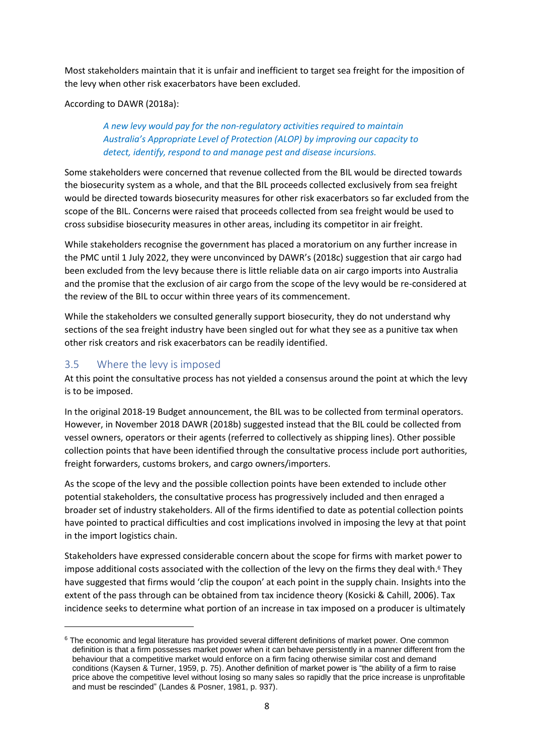Most stakeholders maintain that it is unfair and inefficient to target sea freight for the imposition of the levy when other risk exacerbators have been excluded.

According to DAWR (2018a):

> *A new levy would pay for the non-regulatory activities required to maintain Australia's Appropriate Level of Protection (ALOP) by improving our capacity to detect, identify, respond to and manage pest and disease incursions.*

Some stakeholders were concerned that revenue collected from the BIL would be directed towards the biosecurity system as a whole, and that the BIL proceeds collected exclusively from sea freight would be directed towards biosecurity measures for other risk exacerbators so far excluded from the scope of the BIL. Concerns were raised that proceeds collected from sea freight would be used to cross subsidise biosecurity measures in other areas, including its competitor in air freight.

While stakeholders recognise the government has placed a moratorium on any further increase in the PMC until 1 July 2022, they were unconvinced by DAWR's (2018c) suggestion that air cargo had been excluded from the levy because there is little reliable data on air cargo imports into Australia and the promise that the exclusion of air cargo from the scope of the levy would be re-considered at the review of the BIL to occur within three years of its commencement.

While the stakeholders we consulted generally support biosecurity, they do not understand why sections of the sea freight industry have been singled out for what they see as a punitive tax when other risk creators and risk exacerbators can be readily identified.

## 3.5 Where the levy is imposed

At this point the consultative process has not yielded a consensus around the point at which the levy is to be imposed.

In the original 2018-19 Budget announcement, the BIL was to be collected from terminal operators. However, in November 2018 DAWR (2018b) suggested instead that the BIL could be collected from vessel owners, operators or their agents (referred to collectively as shipping lines). Other possible collection points that have been identified through the consultative process include port authorities, freight forwarders, customs brokers, and cargo owners/importers.

As the scope of the levy and the possible collection points have been extended to include other potential stakeholders, the consultative process has progressively included and then enraged a broader set of industry stakeholders. All of the firms identified to date as potential collection points have pointed to practical difficulties and cost implications involved in imposing the levy at that point in the import logistics chain.

Stakeholders have expressed considerable concern about the scope for firms with market power to impose additional costs associated with the collection of the levy on the firms they deal with.[6] They have suggested that firms would 'clip the coupon' at each point in the supply chain. Insights into the extent of the pass through can be obtained from tax incidence theory (Kosicki & Cahill, 2006). Tax incidence seeks to determine what portion of an increase in tax imposed on a producer is ultimately

---

[6] The economic and legal literature has provided several different definitions of market power. One common definition is that a firm possesses market power when it can behave persistently in a manner different from the behaviour that a competitive market would enforce on a firm facing otherwise similar cost and demand conditions (Kaysen & Turner, 1959, p. 75). Another definition of market power is "the ability of a firm to raise price above the competitive level without losing so many sales so rapidly that the price increase is unprofitable and must be rescinded" (Landes & Posner, 1981, p. 937).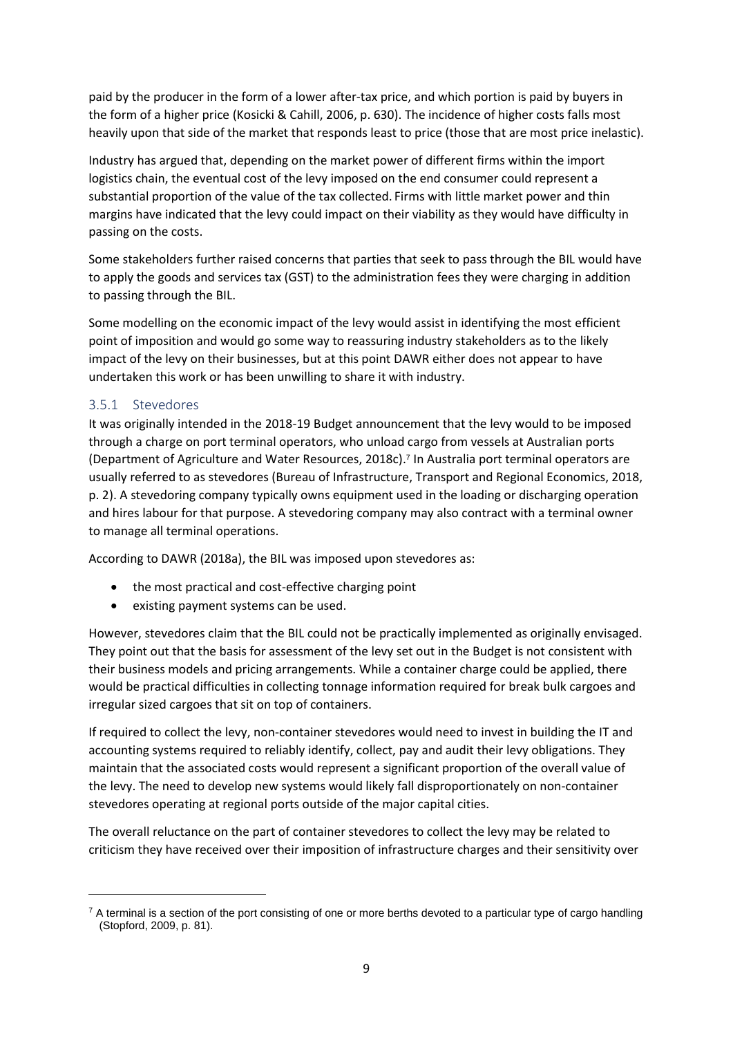paid by the producer in the form of a lower after-tax price, and which portion is paid by buyers in the form of a higher price (Kosicki & Cahill, 2006, p. 630). The incidence of higher costs falls most heavily upon that side of the market that responds least to price (those that are most price inelastic).

Industry has argued that, depending on the market power of different firms within the import logistics chain, the eventual cost of the levy imposed on the end consumer could represent a substantial proportion of the value of the tax collected. Firms with little market power and thin margins have indicated that the levy could impact on their viability as they would have difficulty in passing on the costs.

Some stakeholders further raised concerns that parties that seek to pass through the BIL would have to apply the goods and services tax (GST) to the administration fees they were charging in addition to passing through the BIL.

Some modelling on the economic impact of the levy would assist in identifying the most efficient point of imposition and would go some way to reassuring industry stakeholders as to the likely impact of the levy on their businesses, but at this point DAWR either does not appear to have undertaken this work or has been unwilling to share it with industry.

### 3.5.1 Stevedores

It was originally intended in the 2018-19 Budget announcement that the levy would to be imposed through a charge on port terminal operators, who unload cargo from vessels at Australian ports (Department of Agriculture and Water Resources, 2018c).[7] In Australia port terminal operators are usually referred to as stevedores (Bureau of Infrastructure, Transport and Regional Economics, 2018, p. 2). A stevedoring company typically owns equipment used in the loading or discharging operation and hires labour for that purpose. A stevedoring company may also contract with a terminal owner to manage all terminal operations.

According to DAWR (2018a), the BIL was imposed upon stevedores as:

- the most practical and cost-effective charging point
- existing payment systems can be used.

However, stevedores claim that the BIL could not be practically implemented as originally envisaged. They point out that the basis for assessment of the levy set out in the Budget is not consistent with their business models and pricing arrangements. While a container charge could be applied, there would be practical difficulties in collecting tonnage information required for break bulk cargoes and irregular sized cargoes that sit on top of containers.

If required to collect the levy, non-container stevedores would need to invest in building the IT and accounting systems required to reliably identify, collect, pay and audit their levy obligations. They maintain that the associated costs would represent a significant proportion of the overall value of the levy. The need to develop new systems would likely fall disproportionately on non-container stevedores operating at regional ports outside of the major capital cities.

The overall reluctance on the part of container stevedores to collect the levy may be related to criticism they have received over their imposition of infrastructure charges and their sensitivity over

---

[7] A terminal is a section of the port consisting of one or more berths devoted to a particular type of cargo handling (Stopford, 2009, p. 81).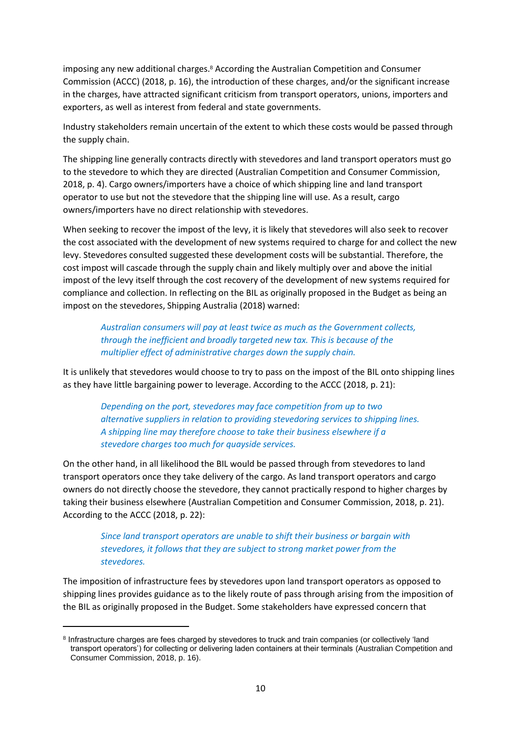imposing any new additional charges.[8] According the Australian Competition and Consumer Commission (ACCC) (2018, p. 16), the introduction of these charges, and/or the significant increase in the charges, have attracted significant criticism from transport operators, unions, importers and exporters, as well as interest from federal and state governments.

Industry stakeholders remain uncertain of the extent to which these costs would be passed through the supply chain.

The shipping line generally contracts directly with stevedores and land transport operators must go to the stevedore to which they are directed (Australian Competition and Consumer Commission, 2018, p. 4). Cargo owners/importers have a choice of which shipping line and land transport operator to use but not the stevedore that the shipping line will use. As a result, cargo owners/importers have no direct relationship with stevedores.

When seeking to recover the impost of the levy, it is likely that stevedores will also seek to recover the cost associated with the development of new systems required to charge for and collect the new levy. Stevedores consulted suggested these development costs will be substantial. Therefore, the cost impost will cascade through the supply chain and likely multiply over and above the initial impost of the levy itself through the cost recovery of the development of new systems required for compliance and collection. In reflecting on the BIL as originally proposed in the Budget as being an impost on the stevedores, Shipping Australia (2018) warned:

> *Australian consumers will pay at least twice as much as the Government collects, through the inefficient and broadly targeted new tax. This is because of the multiplier effect of administrative charges down the supply chain.*

It is unlikely that stevedores would choose to try to pass on the impost of the BIL onto shipping lines as they have little bargaining power to leverage. According to the ACCC (2018, p. 21):

> *Depending on the port, stevedores may face competition from up to two alternative suppliers in relation to providing stevedoring services to shipping lines. A shipping line may therefore choose to take their business elsewhere if a stevedore charges too much for quayside services.*

On the other hand, in all likelihood the BIL would be passed through from stevedores to land transport operators once they take delivery of the cargo. As land transport operators and cargo owners do not directly choose the stevedore, they cannot practically respond to higher charges by taking their business elsewhere (Australian Competition and Consumer Commission, 2018, p. 21). According to the ACCC (2018, p. 22):

> *Since land transport operators are unable to shift their business or bargain with stevedores, it follows that they are subject to strong market power from the stevedores.*

The imposition of infrastructure fees by stevedores upon land transport operators as opposed to shipping lines provides guidance as to the likely route of pass through arising from the imposition of the BIL as originally proposed in the Budget. Some stakeholders have expressed concern that

---

[8] Infrastructure charges are fees charged by stevedores to truck and train companies (or collectively 'land transport operators') for collecting or delivering laden containers at their terminals (Australian Competition and Consumer Commission, 2018, p. 16).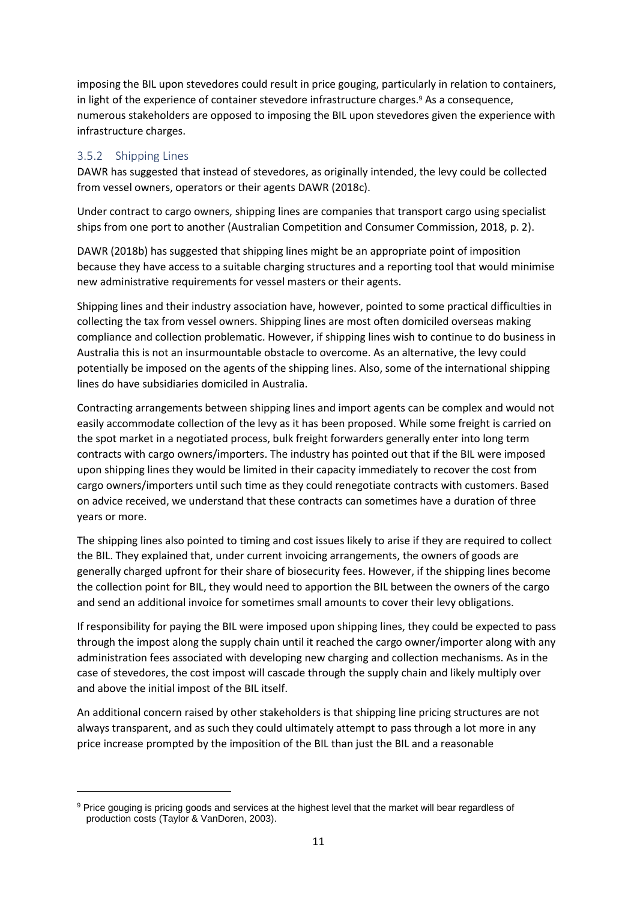imposing the BIL upon stevedores could result in price gouging, particularly in relation to containers, in light of the experience of container stevedore infrastructure charges.[9] As a consequence, numerous stakeholders are opposed to imposing the BIL upon stevedores given the experience with infrastructure charges.

### 3.5.2 Shipping Lines

DAWR has suggested that instead of stevedores, as originally intended, the levy could be collected from vessel owners, operators or their agents DAWR (2018c).

Under contract to cargo owners, shipping lines are companies that transport cargo using specialist ships from one port to another (Australian Competition and Consumer Commission, 2018, p. 2).

DAWR (2018b) has suggested that shipping lines might be an appropriate point of imposition because they have access to a suitable charging structures and a reporting tool that would minimise new administrative requirements for vessel masters or their agents.

Shipping lines and their industry association have, however, pointed to some practical difficulties in collecting the tax from vessel owners. Shipping lines are most often domiciled overseas making compliance and collection problematic. However, if shipping lines wish to continue to do business in Australia this is not an insurmountable obstacle to overcome. As an alternative, the levy could potentially be imposed on the agents of the shipping lines. Also, some of the international shipping lines do have subsidiaries domiciled in Australia.

Contracting arrangements between shipping lines and import agents can be complex and would not easily accommodate collection of the levy as it has been proposed. While some freight is carried on the spot market in a negotiated process, bulk freight forwarders generally enter into long term contracts with cargo owners/importers. The industry has pointed out that if the BIL were imposed upon shipping lines they would be limited in their capacity immediately to recover the cost from cargo owners/importers until such time as they could renegotiate contracts with customers. Based on advice received, we understand that these contracts can sometimes have a duration of three years or more.

The shipping lines also pointed to timing and cost issues likely to arise if they are required to collect the BIL. They explained that, under current invoicing arrangements, the owners of goods are generally charged upfront for their share of biosecurity fees. However, if the shipping lines become the collection point for BIL, they would need to apportion the BIL between the owners of the cargo and send an additional invoice for sometimes small amounts to cover their levy obligations.

If responsibility for paying the BIL were imposed upon shipping lines, they could be expected to pass through the impost along the supply chain until it reached the cargo owner/importer along with any administration fees associated with developing new charging and collection mechanisms. As in the case of stevedores, the cost impost will cascade through the supply chain and likely multiply over and above the initial impost of the BIL itself.

An additional concern raised by other stakeholders is that shipping line pricing structures are not always transparent, and as such they could ultimately attempt to pass through a lot more in any price increase prompted by the imposition of the BIL than just the BIL and a reasonable

---

[9] Price gouging is pricing goods and services at the highest level that the market will bear regardless of production costs (Taylor & VanDoren, 2003).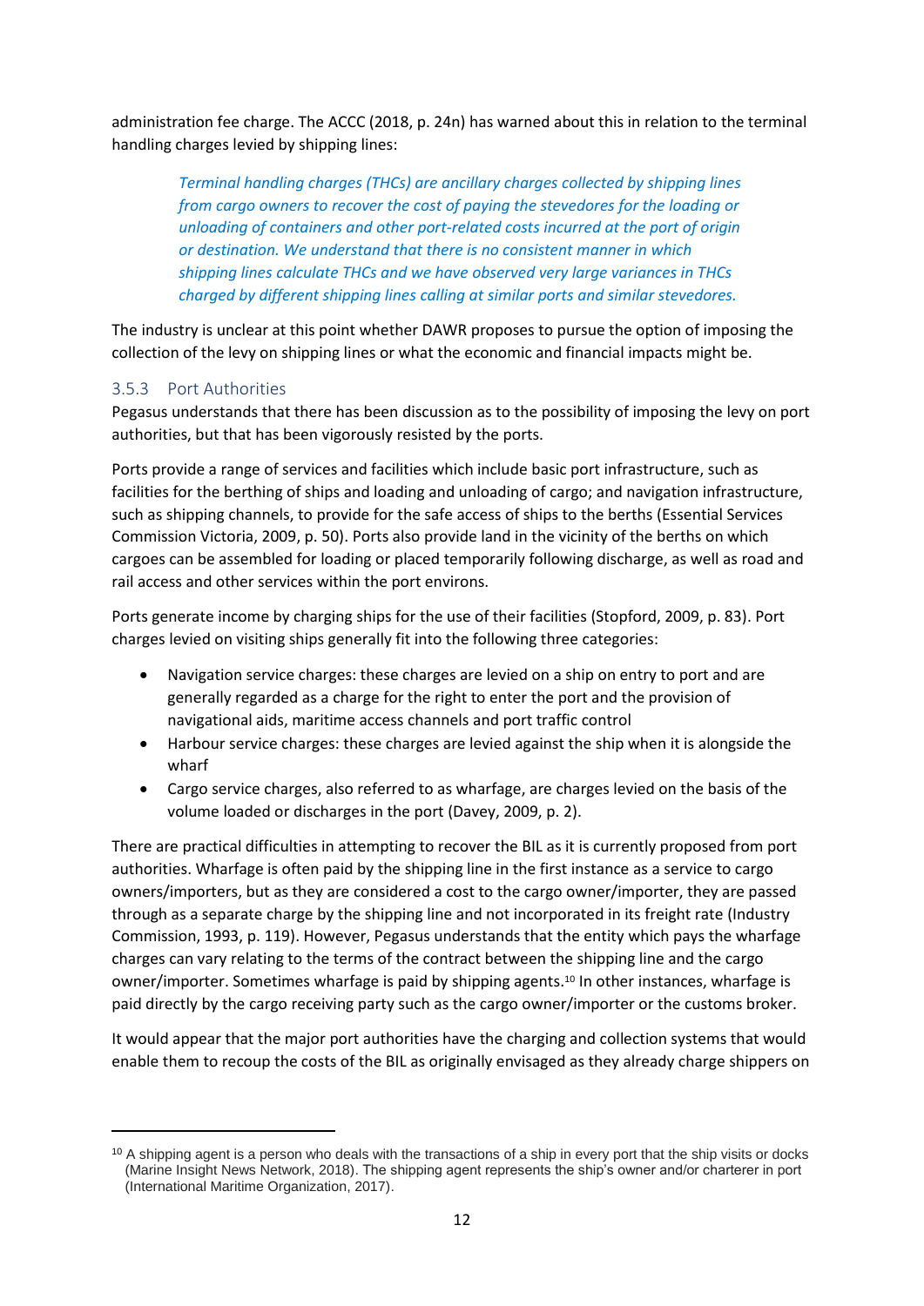administration fee charge. The ACCC (2018, p. 24n) has warned about this in relation to the terminal handling charges levied by shipping lines:

> *Terminal handling charges (THCs) are ancillary charges collected by shipping lines from cargo owners to recover the cost of paying the stevedores for the loading or unloading of containers and other port-related costs incurred at the port of origin or destination. We understand that there is no consistent manner in which shipping lines calculate THCs and we have observed very large variances in THCs charged by different shipping lines calling at similar ports and similar stevedores.*

The industry is unclear at this point whether DAWR proposes to pursue the option of imposing the collection of the levy on shipping lines or what the economic and financial impacts might be.

### 3.5.3 Port Authorities

Pegasus understands that there has been discussion as to the possibility of imposing the levy on port authorities, but that has been vigorously resisted by the ports.

Ports provide a range of services and facilities which include basic port infrastructure, such as facilities for the berthing of ships and loading and unloading of cargo; and navigation infrastructure, such as shipping channels, to provide for the safe access of ships to the berths (Essential Services Commission Victoria, 2009, p. 50). Ports also provide land in the vicinity of the berths on which cargoes can be assembled for loading or placed temporarily following discharge, as well as road and rail access and other services within the port environs.

Ports generate income by charging ships for the use of their facilities (Stopford, 2009, p. 83). Port charges levied on visiting ships generally fit into the following three categories:

- Navigation service charges: these charges are levied on a ship on entry to port and are generally regarded as a charge for the right to enter the port and the provision of navigational aids, maritime access channels and port traffic control
- Harbour service charges: these charges are levied against the ship when it is alongside the wharf
- Cargo service charges, also referred to as wharfage, are charges levied on the basis of the volume loaded or discharges in the port (Davey, 2009, p. 2).

There are practical difficulties in attempting to recover the BIL as it is currently proposed from port authorities. Wharfage is often paid by the shipping line in the first instance as a service to cargo owners/importers, but as they are considered a cost to the cargo owner/importer, they are passed through as a separate charge by the shipping line and not incorporated in its freight rate (Industry Commission, 1993, p. 119). However, Pegasus understands that the entity which pays the wharfage charges can vary relating to the terms of the contract between the shipping line and the cargo owner/importer. Sometimes wharfage is paid by shipping agents.[10] In other instances, wharfage is paid directly by the cargo receiving party such as the cargo owner/importer or the customs broker.

It would appear that the major port authorities have the charging and collection systems that would enable them to recoup the costs of the BIL as originally envisaged as they already charge shippers on

---

[10] A shipping agent is a person who deals with the transactions of a ship in every port that the ship visits or docks (Marine Insight News Network, 2018). The shipping agent represents the ship's owner and/or charterer in port (International Maritime Organization, 2017).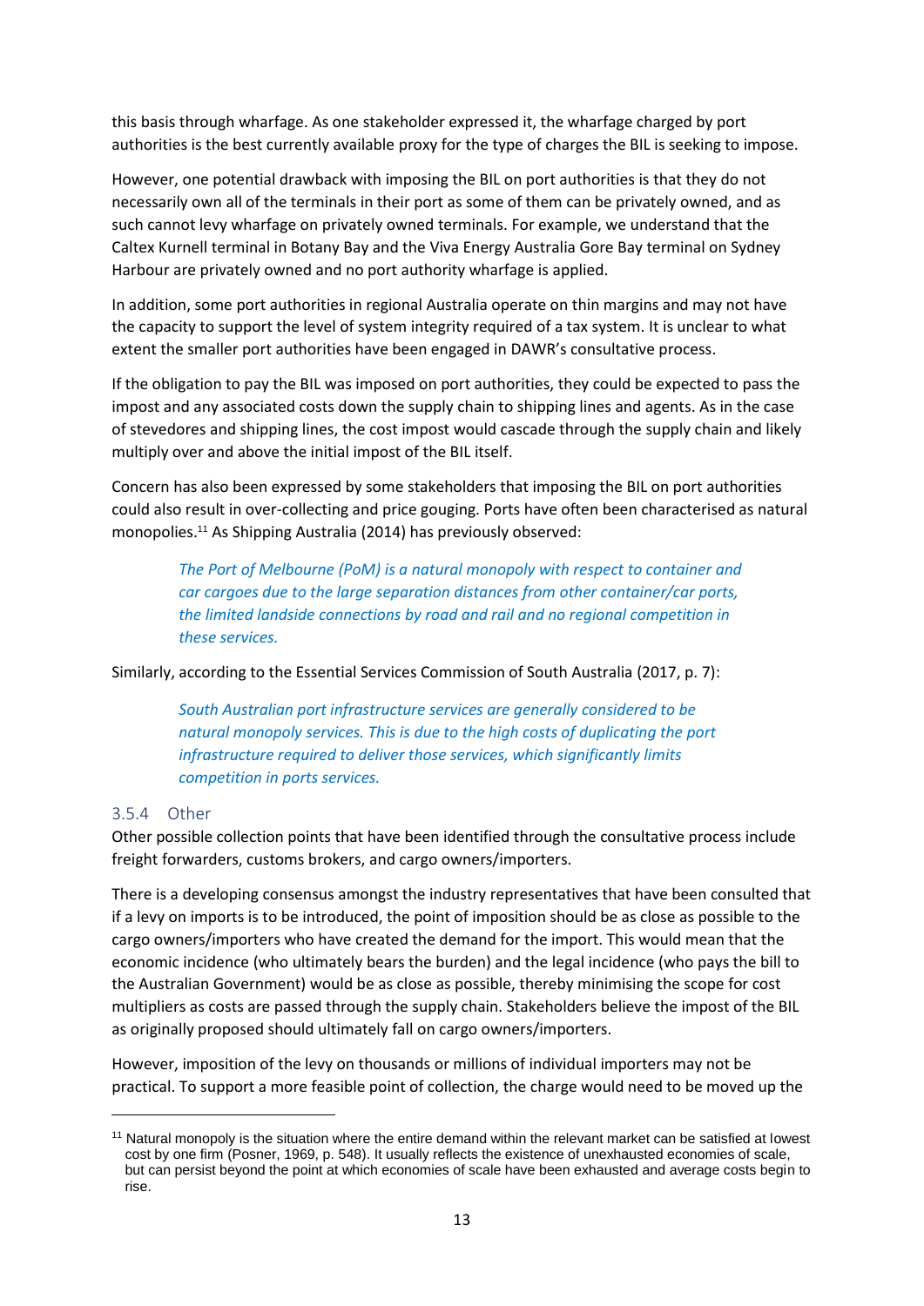this basis through wharfage. As one stakeholder expressed it, the wharfage charged by port authorities is the best currently available proxy for the type of charges the BIL is seeking to impose.

However, one potential drawback with imposing the BIL on port authorities is that they do not necessarily own all of the terminals in their port as some of them can be privately owned, and as such cannot levy wharfage on privately owned terminals. For example, we understand that the Caltex Kurnell terminal in Botany Bay and the Viva Energy Australia Gore Bay terminal on Sydney Harbour are privately owned and no port authority wharfage is applied.

In addition, some port authorities in regional Australia operate on thin margins and may not have the capacity to support the level of system integrity required of a tax system. It is unclear to what extent the smaller port authorities have been engaged in DAWR's consultative process.

If the obligation to pay the BIL was imposed on port authorities, they could be expected to pass the impost and any associated costs down the supply chain to shipping lines and agents. As in the case of stevedores and shipping lines, the cost impost would cascade through the supply chain and likely multiply over and above the initial impost of the BIL itself.

Concern has also been expressed by some stakeholders that imposing the BIL on port authorities could also result in over-collecting and price gouging. Ports have often been characterised as natural monopolies.[11] As Shipping Australia (2014) has previously observed:

> *The Port of Melbourne (PoM) is a natural monopoly with respect to container and car cargoes due to the large separation distances from other container/car ports, the limited landside connections by road and rail and no regional competition in these services.*

Similarly, according to the Essential Services Commission of South Australia (2017, p. 7):

> *South Australian port infrastructure services are generally considered to be natural monopoly services. This is due to the high costs of duplicating the port infrastructure required to deliver those services, which significantly limits competition in ports services.*

### 3.5.4 Other

Other possible collection points that have been identified through the consultative process include freight forwarders, customs brokers, and cargo owners/importers.

There is a developing consensus amongst the industry representatives that have been consulted that if a levy on imports is to be introduced, the point of imposition should be as close as possible to the cargo owners/importers who have created the demand for the import. This would mean that the economic incidence (who ultimately bears the burden) and the legal incidence (who pays the bill to the Australian Government) would be as close as possible, thereby minimising the scope for cost multipliers as costs are passed through the supply chain. Stakeholders believe the impost of the BIL as originally proposed should ultimately fall on cargo owners/importers.

However, imposition of the levy on thousands or millions of individual importers may not be practical. To support a more feasible point of collection, the charge would need to be moved up the

---

[11] Natural monopoly is the situation where the entire demand within the relevant market can be satisfied at lowest cost by one firm (Posner, 1969, p. 548). It usually reflects the existence of unexhausted economies of scale, but can persist beyond the point at which economies of scale have been exhausted and average costs begin to rise.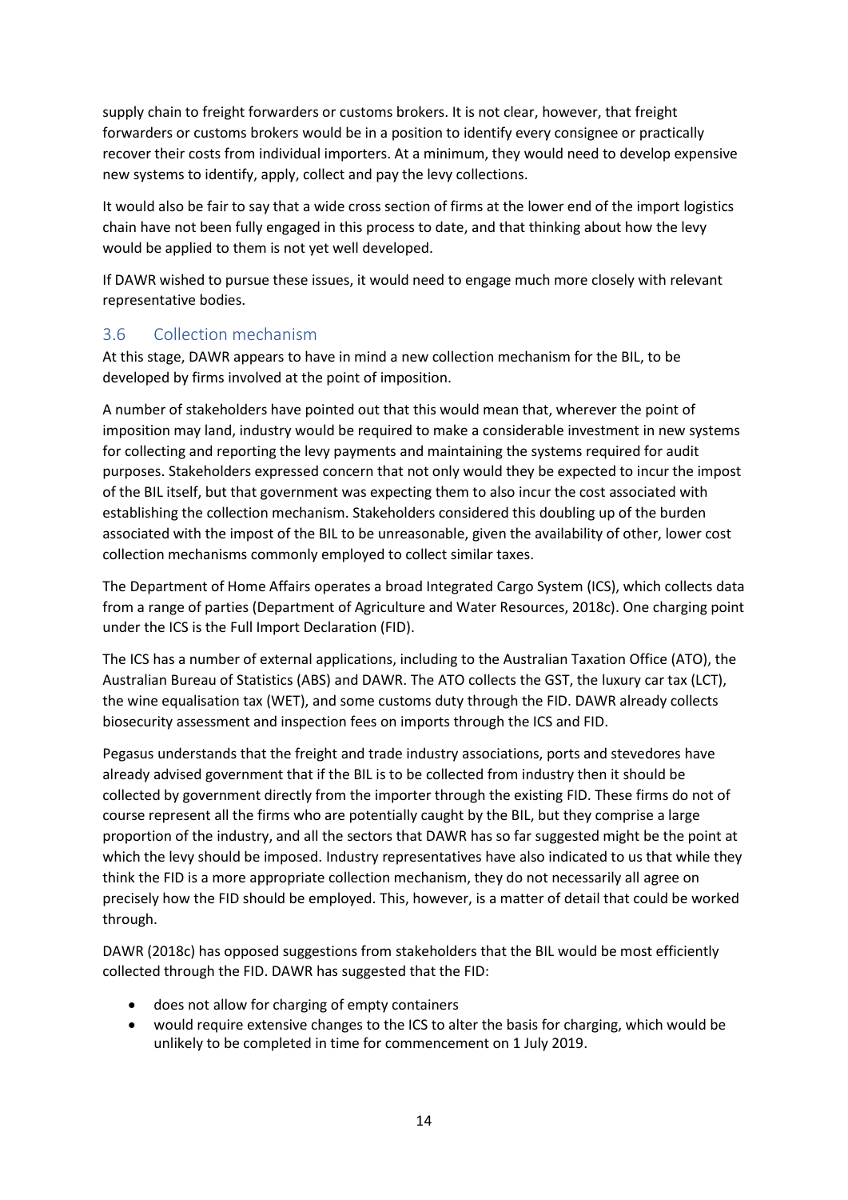supply chain to freight forwarders or customs brokers. It is not clear, however, that freight forwarders or customs brokers would be in a position to identify every consignee or practically recover their costs from individual importers. At a minimum, they would need to develop expensive new systems to identify, apply, collect and pay the levy collections.

It would also be fair to say that a wide cross section of firms at the lower end of the import logistics chain have not been fully engaged in this process to date, and that thinking about how the levy would be applied to them is not yet well developed.

If DAWR wished to pursue these issues, it would need to engage much more closely with relevant representative bodies.

## 3.6 Collection mechanism

At this stage, DAWR appears to have in mind a new collection mechanism for the BIL, to be developed by firms involved at the point of imposition.

A number of stakeholders have pointed out that this would mean that, wherever the point of imposition may land, industry would be required to make a considerable investment in new systems for collecting and reporting the levy payments and maintaining the systems required for audit purposes. Stakeholders expressed concern that not only would they be expected to incur the impost of the BIL itself, but that government was expecting them to also incur the cost associated with establishing the collection mechanism. Stakeholders considered this doubling up of the burden associated with the impost of the BIL to be unreasonable, given the availability of other, lower cost collection mechanisms commonly employed to collect similar taxes.

The Department of Home Affairs operates a broad Integrated Cargo System (ICS), which collects data from a range of parties (Department of Agriculture and Water Resources, 2018c). One charging point under the ICS is the Full Import Declaration (FID).

The ICS has a number of external applications, including to the Australian Taxation Office (ATO), the Australian Bureau of Statistics (ABS) and DAWR. The ATO collects the GST, the luxury car tax (LCT), the wine equalisation tax (WET), and some customs duty through the FID. DAWR already collects biosecurity assessment and inspection fees on imports through the ICS and FID.

Pegasus understands that the freight and trade industry associations, ports and stevedores have already advised government that if the BIL is to be collected from industry then it should be collected by government directly from the importer through the existing FID. These firms do not of course represent all the firms who are potentially caught by the BIL, but they comprise a large proportion of the industry, and all the sectors that DAWR has so far suggested might be the point at which the levy should be imposed. Industry representatives have also indicated to us that while they think the FID is a more appropriate collection mechanism, they do not necessarily all agree on precisely how the FID should be employed. This, however, is a matter of detail that could be worked through.

DAWR (2018c) has opposed suggestions from stakeholders that the BIL would be most efficiently collected through the FID. DAWR has suggested that the FID:

- does not allow for charging of empty containers
- would require extensive changes to the ICS to alter the basis for charging, which would be unlikely to be completed in time for commencement on 1 July 2019.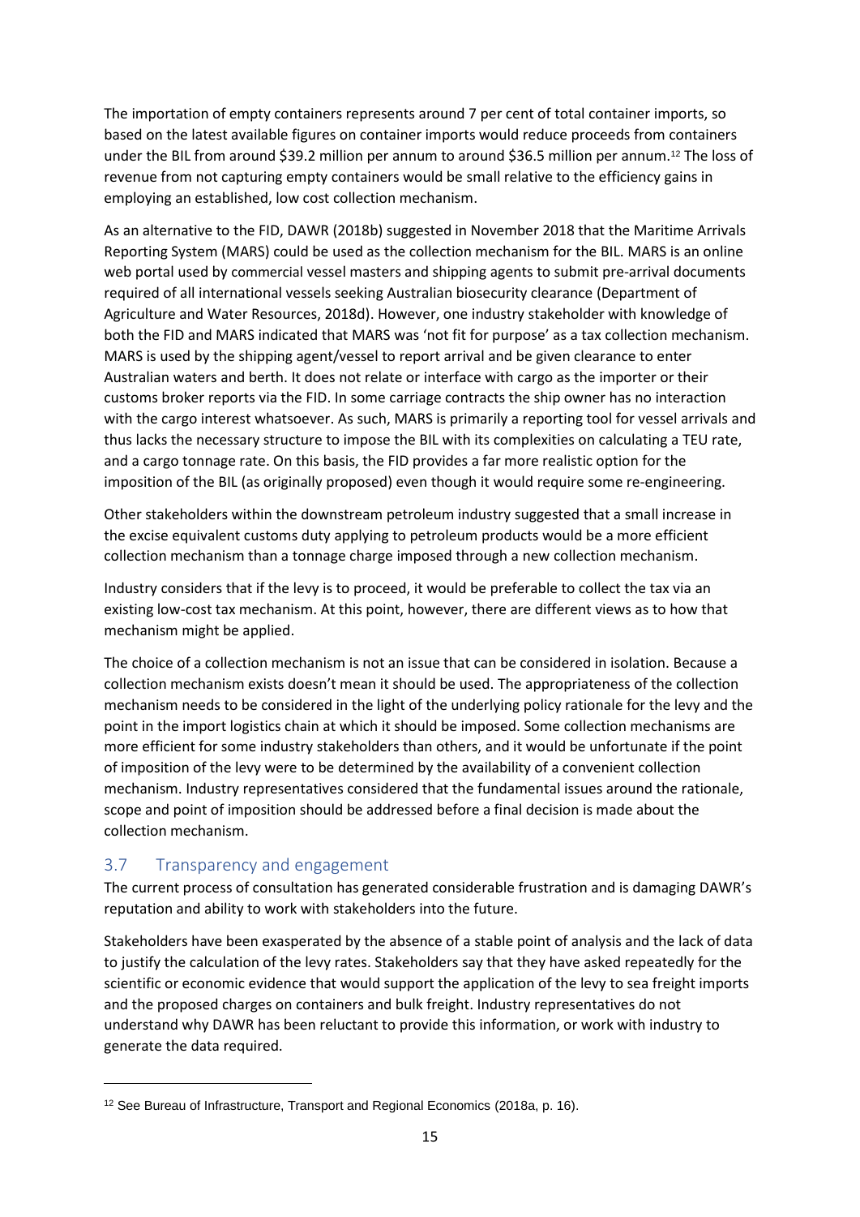The importation of empty containers represents around 7 per cent of total container imports, so based on the latest available figures on container imports would reduce proceeds from containers under the BIL from around $39.2 million per annum to around $36.5 million per annum.[12] The loss of revenue from not capturing empty containers would be small relative to the efficiency gains in employing an established, low cost collection mechanism.

As an alternative to the FID, DAWR (2018b) suggested in November 2018 that the Maritime Arrivals Reporting System (MARS) could be used as the collection mechanism for the BIL. MARS is an online web portal used by commercial vessel masters and shipping agents to submit pre-arrival documents required of all international vessels seeking Australian biosecurity clearance (Department of Agriculture and Water Resources, 2018d). However, one industry stakeholder with knowledge of both the FID and MARS indicated that MARS was 'not fit for purpose' as a tax collection mechanism. MARS is used by the shipping agent/vessel to report arrival and be given clearance to enter Australian waters and berth. It does not relate or interface with cargo as the importer or their customs broker reports via the FID. In some carriage contracts the ship owner has no interaction with the cargo interest whatsoever. As such, MARS is primarily a reporting tool for vessel arrivals and thus lacks the necessary structure to impose the BIL with its complexities on calculating a TEU rate, and a cargo tonnage rate. On this basis, the FID provides a far more realistic option for the imposition of the BIL (as originally proposed) even though it would require some re-engineering.

Other stakeholders within the downstream petroleum industry suggested that a small increase in the excise equivalent customs duty applying to petroleum products would be a more efficient collection mechanism than a tonnage charge imposed through a new collection mechanism.

Industry considers that if the levy is to proceed, it would be preferable to collect the tax via an existing low-cost tax mechanism. At this point, however, there are different views as to how that mechanism might be applied.

The choice of a collection mechanism is not an issue that can be considered in isolation. Because a collection mechanism exists doesn't mean it should be used. The appropriateness of the collection mechanism needs to be considered in the light of the underlying policy rationale for the levy and the point in the import logistics chain at which it should be imposed. Some collection mechanisms are more efficient for some industry stakeholders than others, and it would be unfortunate if the point of imposition of the levy were to be determined by the availability of a convenient collection mechanism. Industry representatives considered that the fundamental issues around the rationale, scope and point of imposition should be addressed before a final decision is made about the collection mechanism.

## 3.7 Transparency and engagement

The current process of consultation has generated considerable frustration and is damaging DAWR's reputation and ability to work with stakeholders into the future.

Stakeholders have been exasperated by the absence of a stable point of analysis and the lack of data to justify the calculation of the levy rates. Stakeholders say that they have asked repeatedly for the scientific or economic evidence that would support the application of the levy to sea freight imports and the proposed charges on containers and bulk freight. Industry representatives do not understand why DAWR has been reluctant to provide this information, or work with industry to generate the data required.

[12] See Bureau of Infrastructure, Transport and Regional Economics (2018a, p. 16).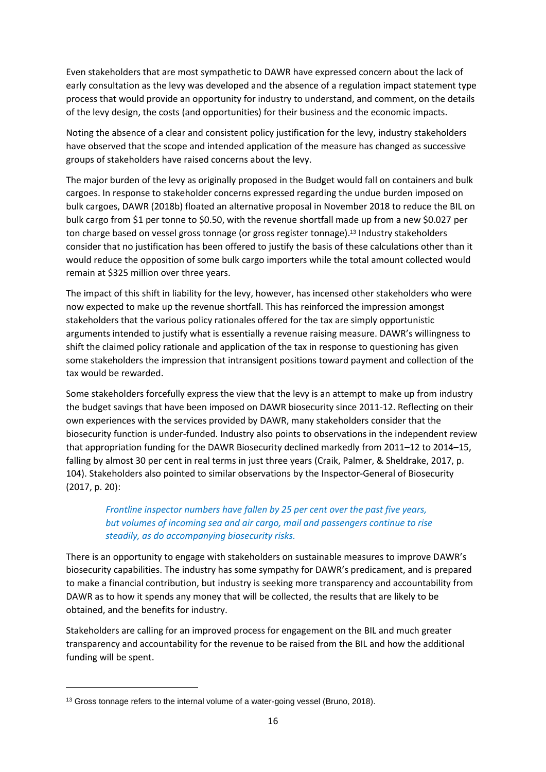Even stakeholders that are most sympathetic to DAWR have expressed concern about the lack of early consultation as the levy was developed and the absence of a regulation impact statement type process that would provide an opportunity for industry to understand, and comment, on the details of the levy design, the costs (and opportunities) for their business and the economic impacts.

Noting the absence of a clear and consistent policy justification for the levy, industry stakeholders have observed that the scope and intended application of the measure has changed as successive groups of stakeholders have raised concerns about the levy.

The major burden of the levy as originally proposed in the Budget would fall on containers and bulk cargoes. In response to stakeholder concerns expressed regarding the undue burden imposed on bulk cargoes, DAWR (2018b) floated an alternative proposal in November 2018 to reduce the BIL on bulk cargo from $1 per tonne to $0.50, with the revenue shortfall made up from a new $0.027 per ton charge based on vessel gross tonnage (or gross register tonnage).[13] Industry stakeholders consider that no justification has been offered to justify the basis of these calculations other than it would reduce the opposition of some bulk cargo importers while the total amount collected would remain at $325 million over three years.

The impact of this shift in liability for the levy, however, has incensed other stakeholders who were now expected to make up the revenue shortfall. This has reinforced the impression amongst stakeholders that the various policy rationales offered for the tax are simply opportunistic arguments intended to justify what is essentially a revenue raising measure. DAWR's willingness to shift the claimed policy rationale and application of the tax in response to questioning has given some stakeholders the impression that intransigent positions toward payment and collection of the tax would be rewarded.

Some stakeholders forcefully express the view that the levy is an attempt to make up from industry the budget savings that have been imposed on DAWR biosecurity since 2011-12. Reflecting on their own experiences with the services provided by DAWR, many stakeholders consider that the biosecurity function is under-funded. Industry also points to observations in the independent review that appropriation funding for the DAWR Biosecurity declined markedly from 2011–12 to 2014–15, falling by almost 30 per cent in real terms in just three years (Craik, Palmer, & Sheldrake, 2017, p. 104). Stakeholders also pointed to similar observations by the Inspector-General of Biosecurity (2017, p. 20):

> *Frontline inspector numbers have fallen by 25 per cent over the past five years, but volumes of incoming sea and air cargo, mail and passengers continue to rise steadily, as do accompanying biosecurity risks.*

There is an opportunity to engage with stakeholders on sustainable measures to improve DAWR's biosecurity capabilities. The industry has some sympathy for DAWR's predicament, and is prepared to make a financial contribution, but industry is seeking more transparency and accountability from DAWR as to how it spends any money that will be collected, the results that are likely to be obtained, and the benefits for industry.

Stakeholders are calling for an improved process for engagement on the BIL and much greater transparency and accountability for the revenue to be raised from the BIL and how the additional funding will be spent.

---

[13] Gross tonnage refers to the internal volume of a water-going vessel (Bruno, 2018).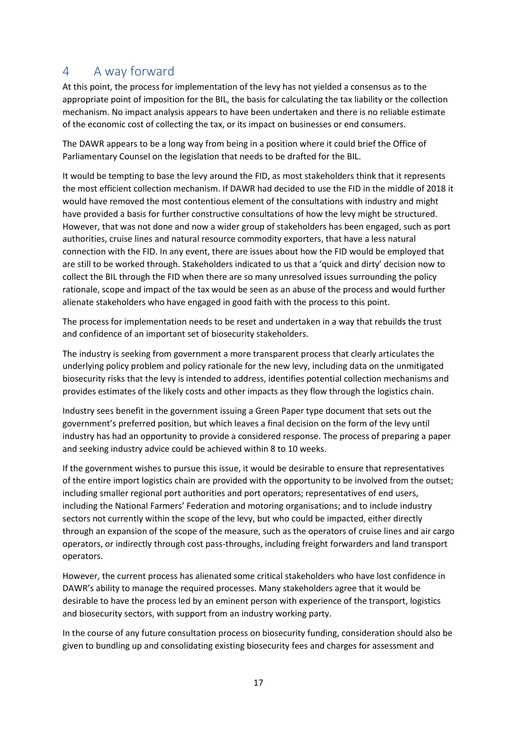## 4 A way forward

At this point, the process for implementation of the levy has not yielded a consensus as to the appropriate point of imposition for the BIL, the basis for calculating the tax liability or the collection mechanism. No impact analysis appears to have been undertaken and there is no reliable estimate of the economic cost of collecting the tax, or its impact on businesses or end consumers.

The DAWR appears to be a long way from being in a position where it could brief the Office of Parliamentary Counsel on the legislation that needs to be drafted for the BIL.

It would be tempting to base the levy around the FID, as most stakeholders think that it represents the most efficient collection mechanism. If DAWR had decided to use the FID in the middle of 2018 it would have removed the most contentious element of the consultations with industry and might have provided a basis for further constructive consultations of how the levy might be structured. However, that was not done and now a wider group of stakeholders has been engaged, such as port authorities, cruise lines and natural resource commodity exporters, that have a less natural connection with the FID. In any event, there are issues about how the FID would be employed that are still to be worked through. Stakeholders indicated to us that a 'quick and dirty' decision now to collect the BIL through the FID when there are so many unresolved issues surrounding the policy rationale, scope and impact of the tax would be seen as an abuse of the process and would further alienate stakeholders who have engaged in good faith with the process to this point.

The process for implementation needs to be reset and undertaken in a way that rebuilds the trust and confidence of an important set of biosecurity stakeholders.

The industry is seeking from government a more transparent process that clearly articulates the underlying policy problem and policy rationale for the new levy, including data on the unmitigated biosecurity risks that the levy is intended to address, identifies potential collection mechanisms and provides estimates of the likely costs and other impacts as they flow through the logistics chain.

Industry sees benefit in the government issuing a Green Paper type document that sets out the government's preferred position, but which leaves a final decision on the form of the levy until industry has had an opportunity to provide a considered response. The process of preparing a paper and seeking industry advice could be achieved within 8 to 10 weeks.

If the government wishes to pursue this issue, it would be desirable to ensure that representatives of the entire import logistics chain are provided with the opportunity to be involved from the outset; including smaller regional port authorities and port operators; representatives of end users, including the National Farmers' Federation and motoring organisations; and to include industry sectors not currently within the scope of the levy, but who could be impacted, either directly through an expansion of the scope of the measure, such as the operators of cruise lines and air cargo operators, or indirectly through cost pass-throughs, including freight forwarders and land transport operators.

However, the current process has alienated some critical stakeholders who have lost confidence in DAWR's ability to manage the required processes. Many stakeholders agree that it would be desirable to have the process led by an eminent person with experience of the transport, logistics and biosecurity sectors, with support from an industry working party.

In the course of any future consultation process on biosecurity funding, consideration should also be given to bundling up and consolidating existing biosecurity fees and charges for assessment and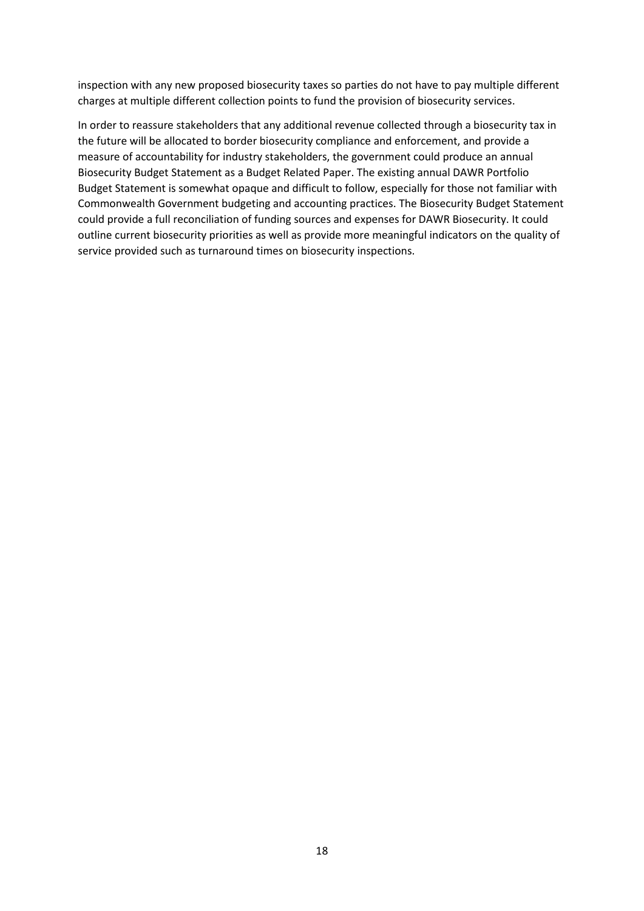inspection with any new proposed biosecurity taxes so parties do not have to pay multiple different charges at multiple different collection points to fund the provision of biosecurity services.

In order to reassure stakeholders that any additional revenue collected through a biosecurity tax in the future will be allocated to border biosecurity compliance and enforcement, and provide a measure of accountability for industry stakeholders, the government could produce an annual Biosecurity Budget Statement as a Budget Related Paper. The existing annual DAWR Portfolio Budget Statement is somewhat opaque and difficult to follow, especially for those not familiar with Commonwealth Government budgeting and accounting practices. The Biosecurity Budget Statement could provide a full reconciliation of funding sources and expenses for DAWR Biosecurity. It could outline current biosecurity priorities as well as provide more meaningful indicators on the quality of service provided such as turnaround times on biosecurity inspections.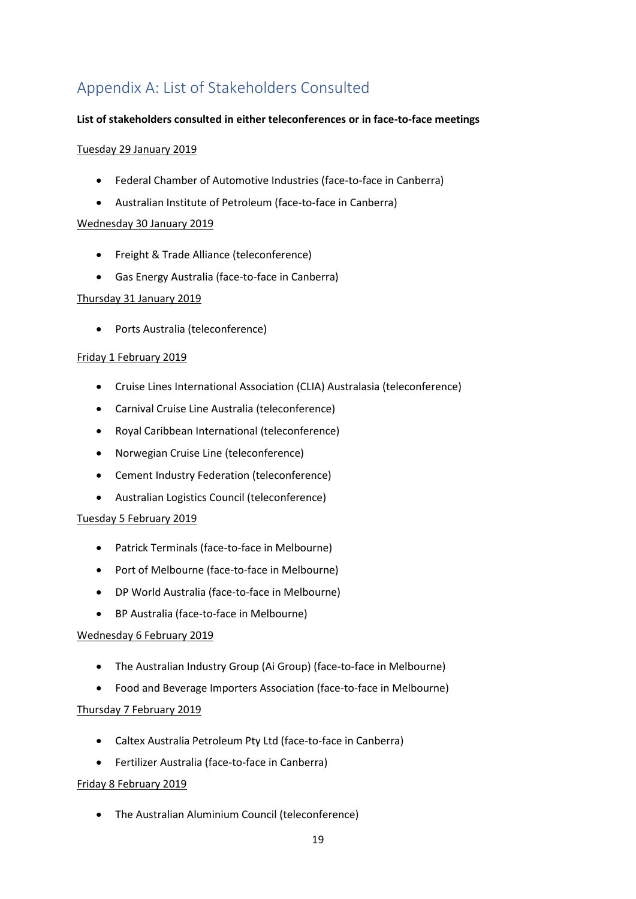# Appendix A: List of Stakeholders Consulted

**List of stakeholders consulted in either teleconferences or in face-to-face meetings**

Tuesday 29 January 2019

- Federal Chamber of Automotive Industries (face-to-face in Canberra)
- Australian Institute of Petroleum (face-to-face in Canberra)

Wednesday 30 January 2019

- Freight & Trade Alliance (teleconference)
- Gas Energy Australia (face-to-face in Canberra)

Thursday 31 January 2019

- Ports Australia (teleconference)

Friday 1 February 2019

- Cruise Lines International Association (CLIA) Australasia (teleconference)
- Carnival Cruise Line Australia (teleconference)
- Royal Caribbean International (teleconference)
- Norwegian Cruise Line (teleconference)
- Cement Industry Federation (teleconference)
- Australian Logistics Council (teleconference)

Tuesday 5 February 2019

- Patrick Terminals (face-to-face in Melbourne)
- Port of Melbourne (face-to-face in Melbourne)
- DP World Australia (face-to-face in Melbourne)
- BP Australia (face-to-face in Melbourne)

Wednesday 6 February 2019

- The Australian Industry Group (Ai Group) (face-to-face in Melbourne)
- Food and Beverage Importers Association (face-to-face in Melbourne)

Thursday 7 February 2019

- Caltex Australia Petroleum Pty Ltd (face-to-face in Canberra)
- Fertilizer Australia (face-to-face in Canberra)

Friday 8 February 2019

- The Australian Aluminium Council (teleconference)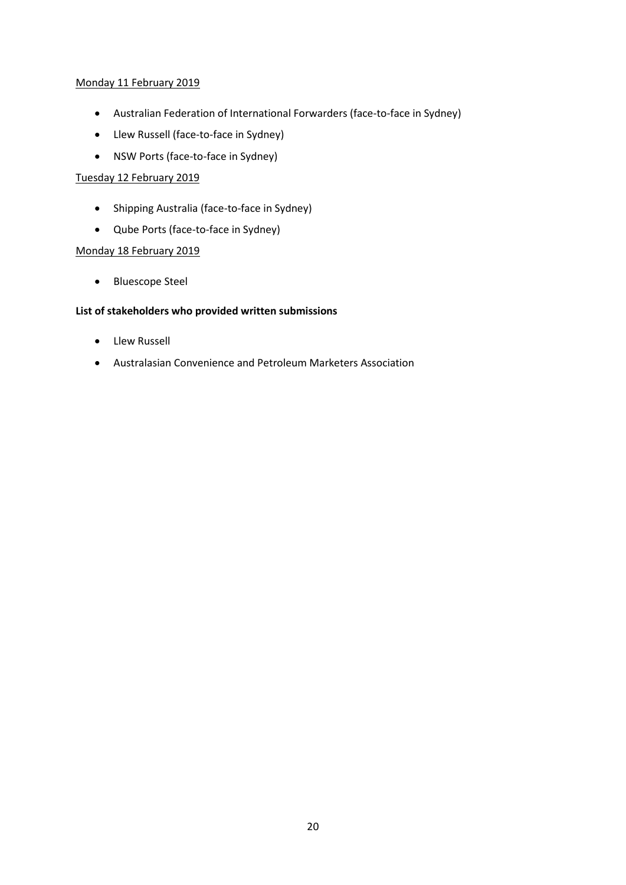<u>Monday 11 February 2019</u>

- Australian Federation of International Forwarders (face-to-face in Sydney)
- Llew Russell (face-to-face in Sydney)
- NSW Ports (face-to-face in Sydney)

<u>Tuesday 12 February 2019</u>

- Shipping Australia (face-to-face in Sydney)
- Qube Ports (face-to-face in Sydney)

<u>Monday 18 February 2019</u>

- Bluescope Steel

**List of stakeholders who provided written submissions**

- Llew Russell
- Australasian Convenience and Petroleum Marketers Association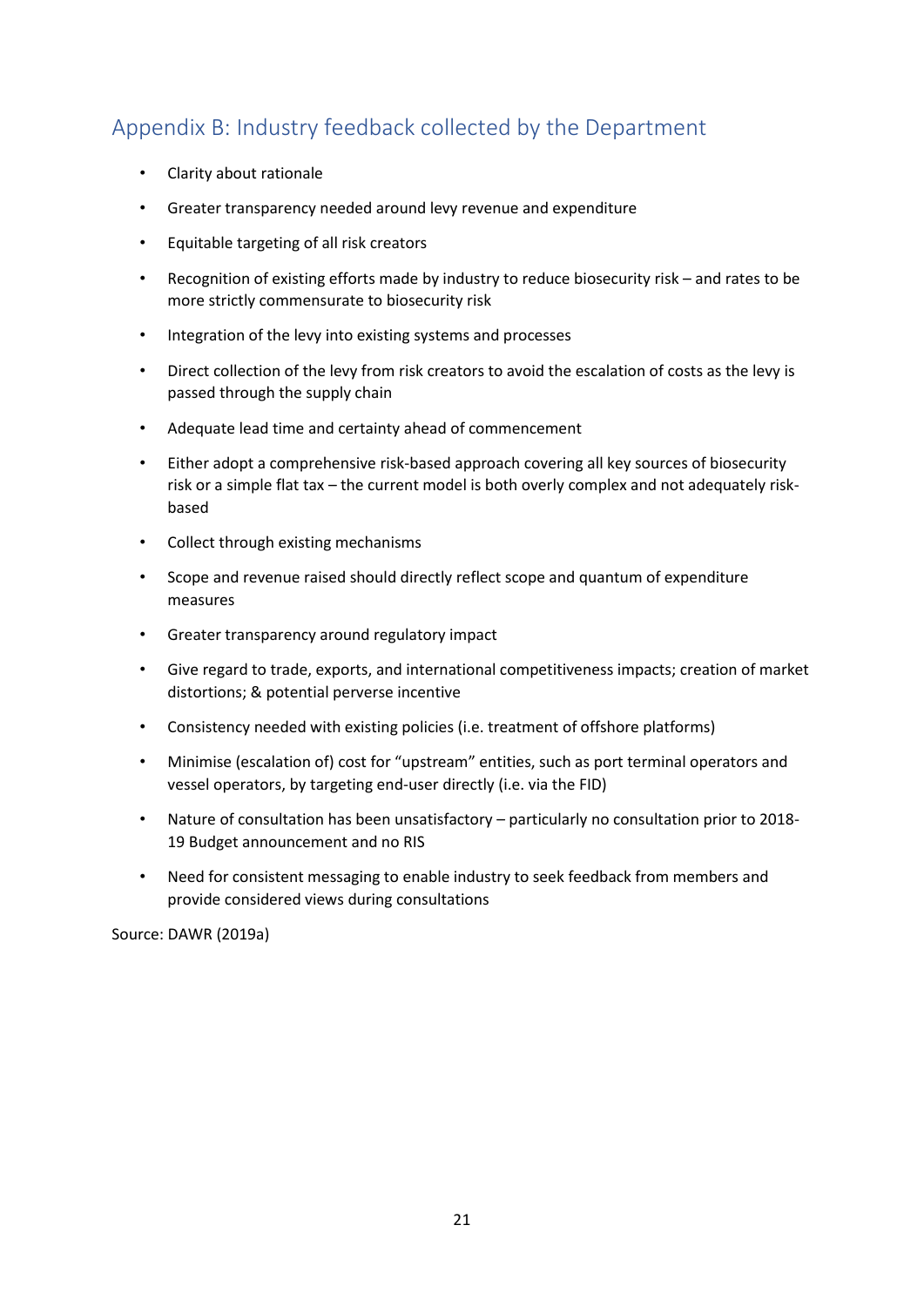## Appendix B: Industry feedback collected by the Department

- Clarity about rationale
- Greater transparency needed around levy revenue and expenditure
- Equitable targeting of all risk creators
- Recognition of existing efforts made by industry to reduce biosecurity risk – and rates to be more strictly commensurate to biosecurity risk
- Integration of the levy into existing systems and processes
- Direct collection of the levy from risk creators to avoid the escalation of costs as the levy is passed through the supply chain
- Adequate lead time and certainty ahead of commencement
- Either adopt a comprehensive risk-based approach covering all key sources of biosecurity risk or a simple flat tax – the current model is both overly complex and not adequately risk-based
- Collect through existing mechanisms
- Scope and revenue raised should directly reflect scope and quantum of expenditure measures
- Greater transparency around regulatory impact
- Give regard to trade, exports, and international competitiveness impacts; creation of market distortions; & potential perverse incentive
- Consistency needed with existing policies (i.e. treatment of offshore platforms)
- Minimise (escalation of) cost for "upstream" entities, such as port terminal operators and vessel operators, by targeting end-user directly (i.e. via the FID)
- Nature of consultation has been unsatisfactory – particularly no consultation prior to 2018-19 Budget announcement and no RIS
- Need for consistent messaging to enable industry to seek feedback from members and provide considered views during consultations

Source: DAWR (2019a)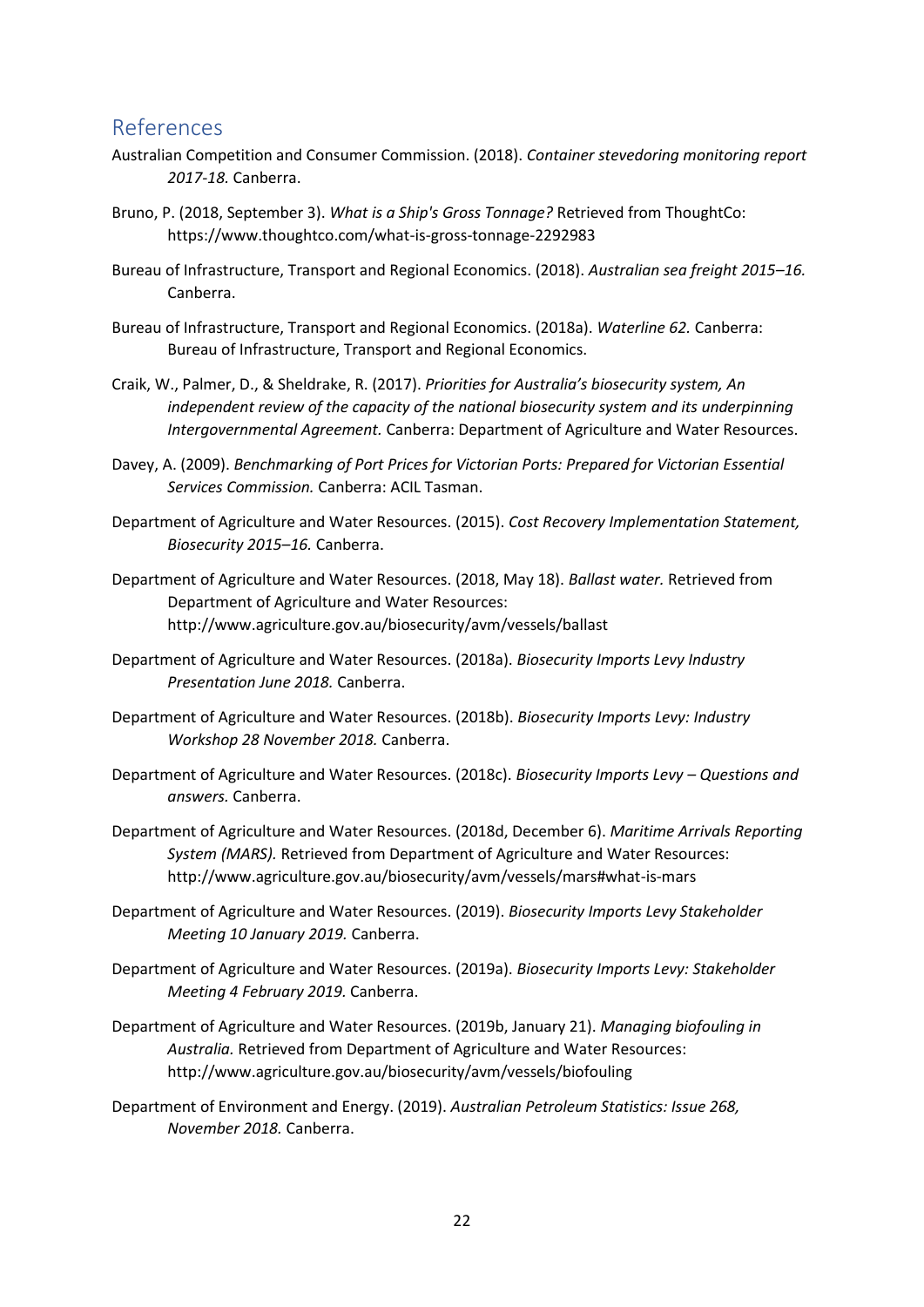## References

Australian Competition and Consumer Commission. (2018). *Container stevedoring monitoring report 2017-18.* Canberra.

Bruno, P. (2018, September 3). *What is a Ship's Gross Tonnage?* Retrieved from ThoughtCo: https://www.thoughtco.com/what-is-gross-tonnage-2292983

Bureau of Infrastructure, Transport and Regional Economics. (2018). *Australian sea freight 2015–16.* Canberra.

Bureau of Infrastructure, Transport and Regional Economics. (2018a). *Waterline 62.* Canberra: Bureau of Infrastructure, Transport and Regional Economics.

Craik, W., Palmer, D., & Sheldrake, R. (2017). *Priorities for Australia's biosecurity system, An independent review of the capacity of the national biosecurity system and its underpinning Intergovernmental Agreement.* Canberra: Department of Agriculture and Water Resources.

Davey, A. (2009). *Benchmarking of Port Prices for Victorian Ports: Prepared for Victorian Essential Services Commission.* Canberra: ACIL Tasman.

Department of Agriculture and Water Resources. (2015). *Cost Recovery Implementation Statement, Biosecurity 2015–16.* Canberra.

Department of Agriculture and Water Resources. (2018, May 18). *Ballast water.* Retrieved from Department of Agriculture and Water Resources: http://www.agriculture.gov.au/biosecurity/avm/vessels/ballast

Department of Agriculture and Water Resources. (2018a). *Biosecurity Imports Levy Industry Presentation June 2018.* Canberra.

Department of Agriculture and Water Resources. (2018b). *Biosecurity Imports Levy: Industry Workshop 28 November 2018.* Canberra.

Department of Agriculture and Water Resources. (2018c). *Biosecurity Imports Levy – Questions and answers.* Canberra.

Department of Agriculture and Water Resources. (2018d, December 6). *Maritime Arrivals Reporting System (MARS).* Retrieved from Department of Agriculture and Water Resources: http://www.agriculture.gov.au/biosecurity/avm/vessels/mars#what-is-mars

Department of Agriculture and Water Resources. (2019). *Biosecurity Imports Levy Stakeholder Meeting 10 January 2019.* Canberra.

Department of Agriculture and Water Resources. (2019a). *Biosecurity Imports Levy: Stakeholder Meeting 4 February 2019.* Canberra.

Department of Agriculture and Water Resources. (2019b, January 21). *Managing biofouling in Australia.* Retrieved from Department of Agriculture and Water Resources: http://www.agriculture.gov.au/biosecurity/avm/vessels/biofouling

Department of Environment and Energy. (2019). *Australian Petroleum Statistics: Issue 268, November 2018.* Canberra.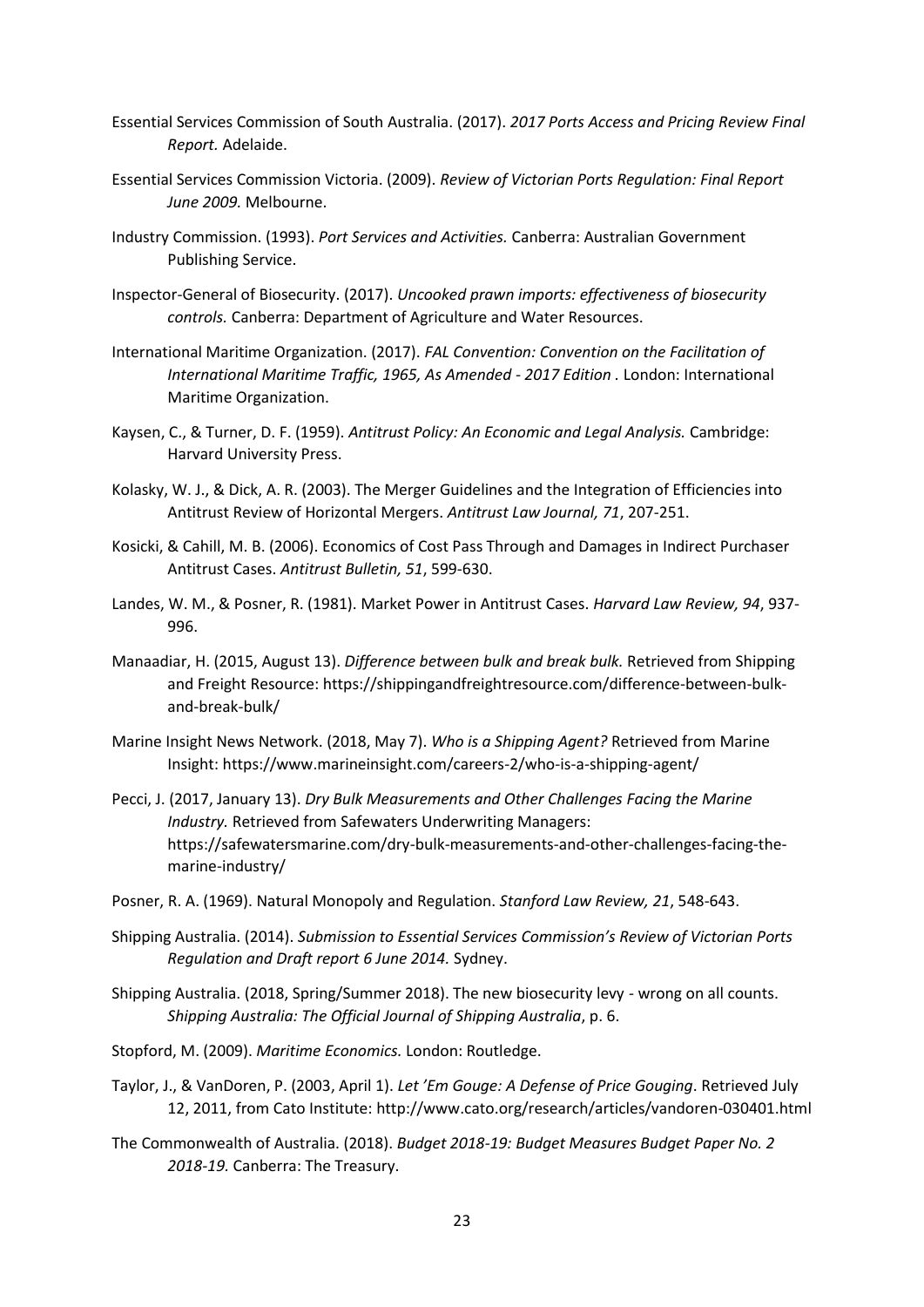Essential Services Commission of South Australia. (2017). *2017 Ports Access and Pricing Review Final Report.* Adelaide.

Essential Services Commission Victoria. (2009). *Review of Victorian Ports Regulation: Final Report June 2009.* Melbourne.

Industry Commission. (1993). *Port Services and Activities.* Canberra: Australian Government Publishing Service.

Inspector-General of Biosecurity. (2017). *Uncooked prawn imports: effectiveness of biosecurity controls.* Canberra: Department of Agriculture and Water Resources.

International Maritime Organization. (2017). *FAL Convention: Convention on the Facilitation of International Maritime Traffic, 1965, As Amended - 2017 Edition* . London: International Maritime Organization.

Kaysen, C., & Turner, D. F. (1959). *Antitrust Policy: An Economic and Legal Analysis.* Cambridge: Harvard University Press.

Kolasky, W. J., & Dick, A. R. (2003). The Merger Guidelines and the Integration of Efficiencies into Antitrust Review of Horizontal Mergers. *Antitrust Law Journal, 71*, 207-251.

Kosicki, & Cahill, M. B. (2006). Economics of Cost Pass Through and Damages in Indirect Purchaser Antitrust Cases. *Antitrust Bulletin, 51*, 599-630.

Landes, W. M., & Posner, R. (1981). Market Power in Antitrust Cases. *Harvard Law Review, 94*, 937-996.

Manaadiar, H. (2015, August 13). *Difference between bulk and break bulk.* Retrieved from Shipping and Freight Resource: https://shippingandfreightresource.com/difference-between-bulk-and-break-bulk/

Marine Insight News Network. (2018, May 7). *Who is a Shipping Agent?* Retrieved from Marine Insight: https://www.marineinsight.com/careers-2/who-is-a-shipping-agent/

Pecci, J. (2017, January 13). *Dry Bulk Measurements and Other Challenges Facing the Marine Industry.* Retrieved from Safewaters Underwriting Managers: https://safewatersmarine.com/dry-bulk-measurements-and-other-challenges-facing-the-marine-industry/

Posner, R. A. (1969). Natural Monopoly and Regulation. *Stanford Law Review, 21*, 548-643.

Shipping Australia. (2014). *Submission to Essential Services Commission's Review of Victorian Ports Regulation and Draft report 6 June 2014.* Sydney.

Shipping Australia. (2018, Spring/Summer 2018). The new biosecurity levy - wrong on all counts. *Shipping Australia: The Official Journal of Shipping Australia*, p. 6.

Stopford, M. (2009). *Maritime Economics.* London: Routledge.

Taylor, J., & VanDoren, P. (2003, April 1). *Let 'Em Gouge: A Defense of Price Gouging*. Retrieved July 12, 2011, from Cato Institute: http://www.cato.org/research/articles/vandoren-030401.html

The Commonwealth of Australia. (2018). *Budget 2018-19: Budget Measures Budget Paper No. 2 2018-19.* Canberra: The Treasury.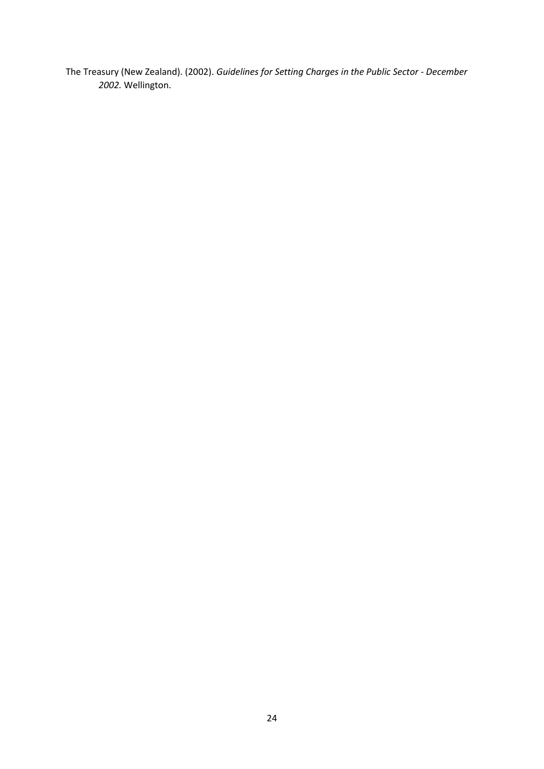The Treasury (New Zealand). (2002). *Guidelines for Setting Charges in the Public Sector - December 2002.* Wellington.